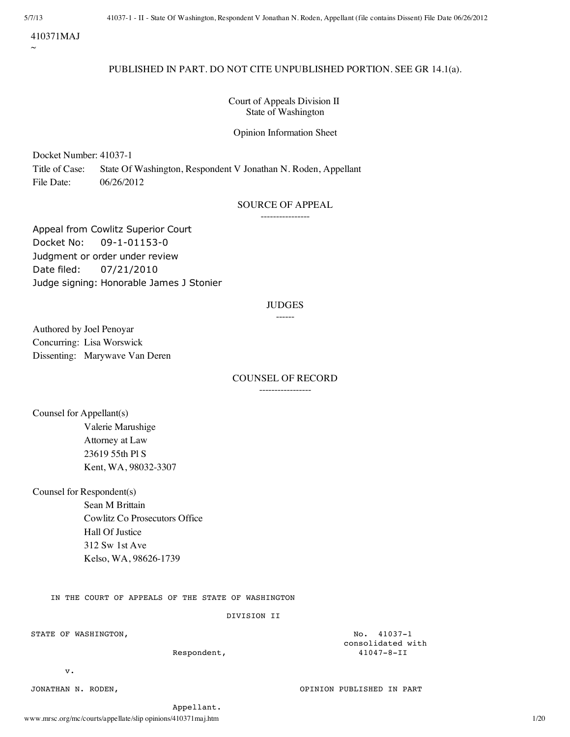410371MAJ

~

PUBLISHED IN PART. DO NOT CITE UNPUBLISHED PORTION. SEE GR 14.1(a).

Court of Appeals Division II
State of Washington

Opinion Information Sheet

Docket Number: 41037-1
Title of Case: State Of Washington, Respondent V Jonathan N. Roden, Appellant
File Date: 06/26/2012

## SOURCE OF APPEAL

Appeal from Cowlitz Superior Court
Docket No: 09-1-01153-0
Judgment or order under review
Date filed: 07/21/2010
Judge signing: Honorable James J Stonier

## JUDGES

Authored by Joel Penoyar
Concurring: Lisa Worswick
Dissenting: Marywave Van Deren

## COUNSEL OF RECORD

Counsel for Appellant(s)
Valerie Marushige
Attorney at Law
23619 55th Pl S
Kent, WA, 98032-3307

Counsel for Respondent(s)
Sean M Brittain
Cowlitz Co Prosecutors Office
Hall Of Justice
312 Sw 1st Ave
Kelso, WA, 98626-1739

IN THE COURT OF APPEALS OF THE STATE OF WASHINGTON

DIVISION II

STATE OF WASHINGTON, Respondent,

No. 41037-1 consolidated with 41047-8-II

v.

JONATHAN N. RODEN, Appellant.

OPINION PUBLISHED IN PART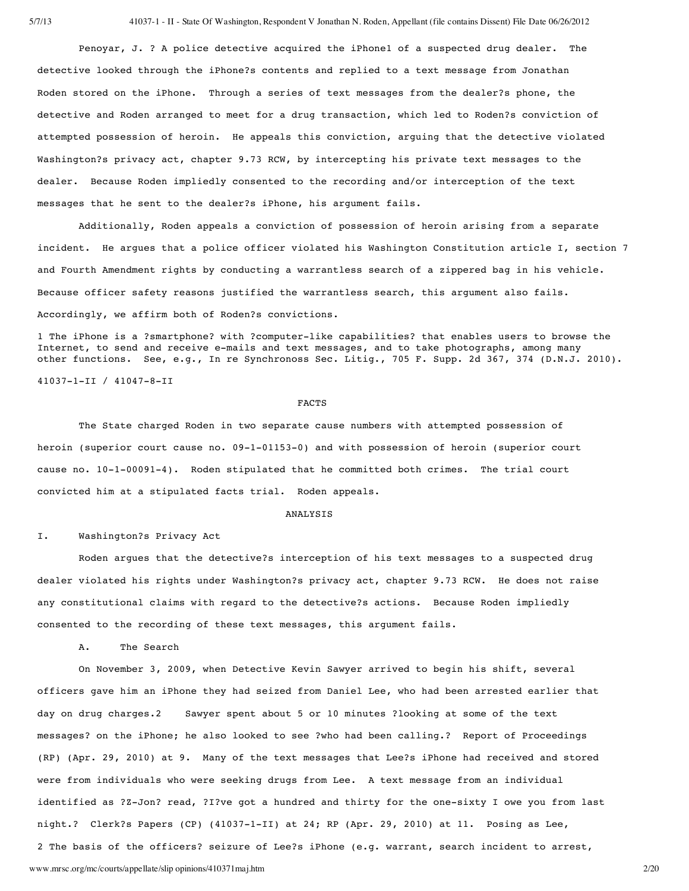Penoyar, J. ? A police detective acquired the iPhone[1] of a suspected drug dealer. The detective looked through the iPhone?s contents and replied to a text message from Jonathan Roden stored on the iPhone. Through a series of text messages from the dealer?s phone, the detective and Roden arranged to meet for a drug transaction, which led to Roden?s conviction of attempted possession of heroin. He appeals this conviction, arguing that the detective violated Washington?s privacy act, chapter 9.73 RCW, by intercepting his private text messages to the dealer. Because Roden impliedly consented to the recording and/or interception of the text messages that he sent to the dealer?s iPhone, his argument fails.

Additionally, Roden appeals a conviction of possession of heroin arising from a separate incident. He argues that a police officer violated his Washington Constitution article I, section 7 and Fourth Amendment rights by conducting a warrantless search of a zippered bag in his vehicle. Because officer safety reasons justified the warrantless search, this argument also fails. Accordingly, we affirm both of Roden?s convictions.

1 The iPhone is a ?smartphone? with ?computer-like capabilities? that enables users to browse the Internet, to send and receive e-mails and text messages, and to take photographs, among many other functions. See, e.g., In re Synchronoss Sec. Litig., 705 F. Supp. 2d 367, 374 (D.N.J. 2010).

41037-1-II / 41047-8-II

## FACTS

The State charged Roden in two separate cause numbers with attempted possession of heroin (superior court cause no. 09-1-01153-0) and with possession of heroin (superior court cause no. 10-1-00091-4). Roden stipulated that he committed both crimes. The trial court convicted him at a stipulated facts trial. Roden appeals.

## ANALYSIS

### I. Washington?s Privacy Act

Roden argues that the detective?s interception of his text messages to a suspected drug dealer violated his rights under Washington?s privacy act, chapter 9.73 RCW. He does not raise any constitutional claims with regard to the detective?s actions. Because Roden impliedly consented to the recording of these text messages, this argument fails.

#### A. The Search

On November 3, 2009, when Detective Kevin Sawyer arrived to begin his shift, several officers gave him an iPhone they had seized from Daniel Lee, who had been arrested earlier that day on drug charges.[2] Sawyer spent about 5 or 10 minutes ?looking at some of the text messages? on the iPhone; he also looked to see ?who had been calling.? Report of Proceedings (RP) (Apr. 29, 2010) at 9. Many of the text messages that Lee?s iPhone had received and stored were from individuals who were seeking drugs from Lee. A text message from an individual identified as ?Z-Jon? read, ?I?ve got a hundred and thirty for the one-sixty I owe you from last night.? Clerk?s Papers (CP) (41037-1-II) at 24; RP (Apr. 29, 2010) at 11. Posing as Lee,

2 The basis of the officers? seizure of Lee?s iPhone (e.g. warrant, search incident to arrest,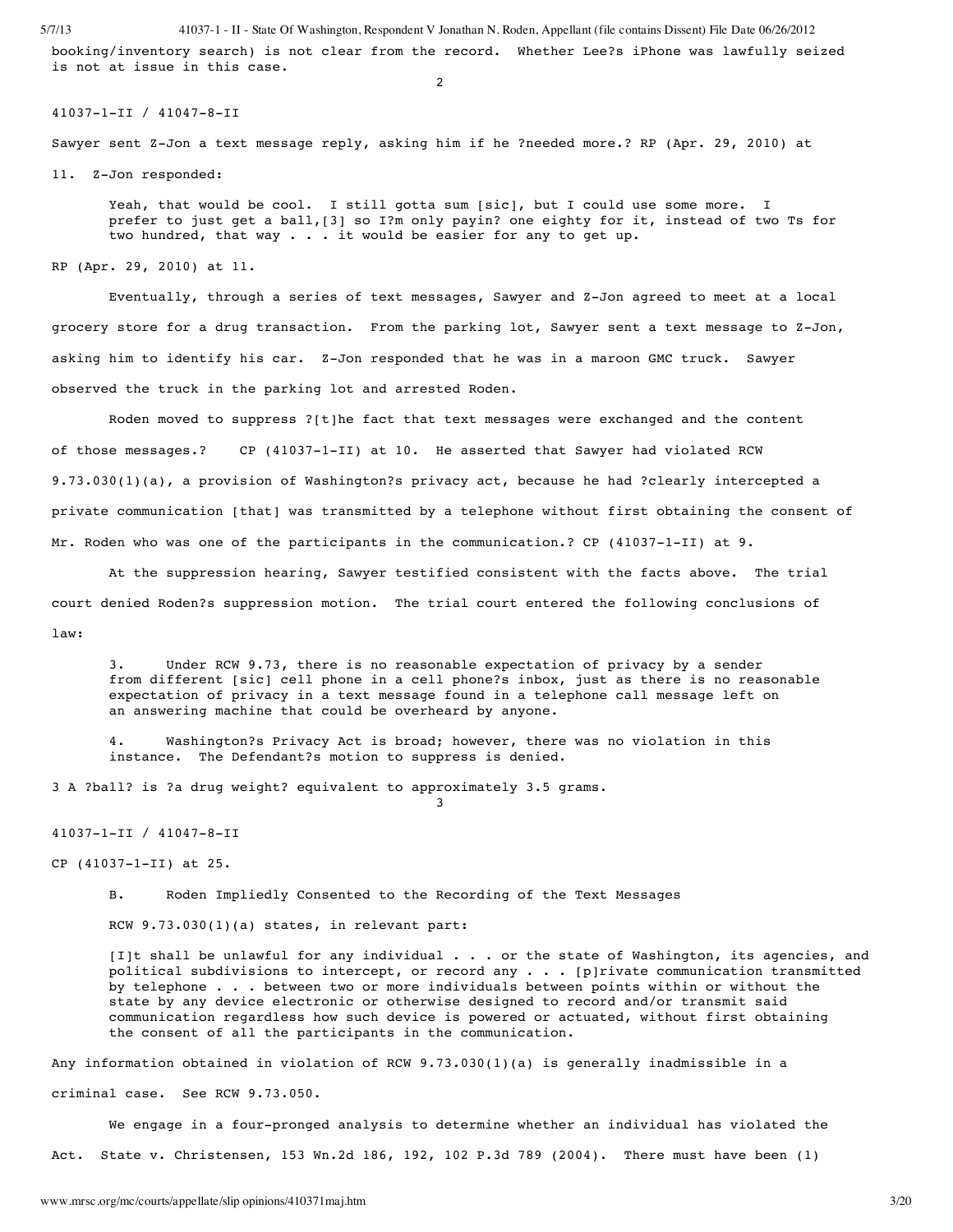booking/inventory search) is not clear from the record. Whether Lee?s iPhone was lawfully seized is not at issue in this case.

41037-1-II / 41047-8-II

Sawyer sent Z-Jon a text message reply, asking him if he ?needed more.? RP (Apr. 29, 2010) at 11. Z-Jon responded:

> Yeah, that would be cool. I still gotta sum [sic], but I could use some more. I prefer to just get a ball,[3] so I?m only payin? one eighty for it, instead of two Ts for two hundred, that way . . . it would be easier for any to get up.

RP (Apr. 29, 2010) at 11.

Eventually, through a series of text messages, Sawyer and Z-Jon agreed to meet at a local grocery store for a drug transaction. From the parking lot, Sawyer sent a text message to Z-Jon, asking him to identify his car. Z-Jon responded that he was in a maroon GMC truck. Sawyer observed the truck in the parking lot and arrested Roden.

Roden moved to suppress ?[t]he fact that text messages were exchanged and the content of those messages.? CP (41037-1-II) at 10. He asserted that Sawyer had violated RCW 9.73.030(1)(a), a provision of Washington?s privacy act, because he had ?clearly intercepted a private communication [that] was transmitted by a telephone without first obtaining the consent of Mr. Roden who was one of the participants in the communication.? CP (41037-1-II) at 9.

At the suppression hearing, Sawyer testified consistent with the facts above. The trial court denied Roden?s suppression motion. The trial court entered the following conclusions of law:

> 3. Under RCW 9.73, there is no reasonable expectation of privacy by a sender from different [sic] cell phone in a cell phone?s inbox, just as there is no reasonable expectation of privacy in a text message found in a telephone call message left on an answering machine that could be overheard by anyone.
>
> 4. Washington?s Privacy Act is broad; however, there was no violation in this instance. The Defendant?s motion to suppress is denied.

3 A ?ball? is ?a drug weight? equivalent to approximately 3.5 grams.

41037-1-II / 41047-8-II

CP (41037-1-II) at 25.

B. Roden Impliedly Consented to the Recording of the Text Messages

RCW 9.73.030(1)(a) states, in relevant part:

> [I]t shall be unlawful for any individual . . . or the state of Washington, its agencies, and political subdivisions to intercept, or record any . . . [p]rivate communication transmitted by telephone . . . between two or more individuals between points within or without the state by any device electronic or otherwise designed to record and/or transmit said communication regardless how such device is powered or actuated, without first obtaining the consent of all the participants in the communication.

Any information obtained in violation of RCW 9.73.030(1)(a) is generally inadmissible in a criminal case. See RCW 9.73.050.

We engage in a four-pronged analysis to determine whether an individual has violated the Act. State v. Christensen, 153 Wn.2d 186, 192, 102 P.3d 789 (2004). There must have been (1)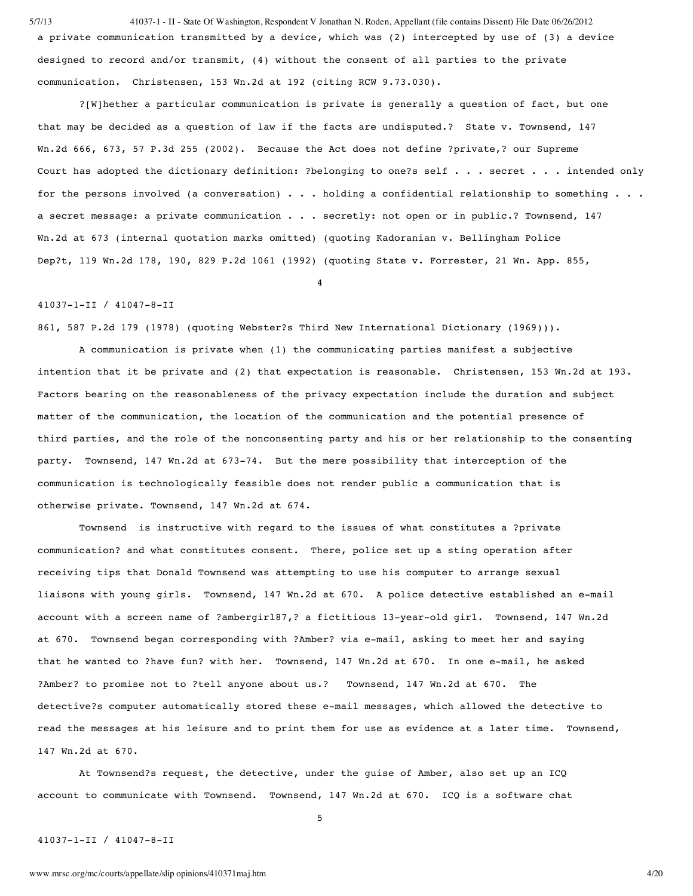a private communication transmitted by a device, which was (2) intercepted by use of (3) a device designed to record and/or transmit, (4) without the consent of all parties to the private communication. Christensen, 153 Wn.2d at 192 (citing RCW 9.73.030).

?[W]hether a particular communication is private is generally a question of fact, but one that may be decided as a question of law if the facts are undisputed.? State v. Townsend, 147 Wn.2d 666, 673, 57 P.3d 255 (2002). Because the Act does not define ?private,? our Supreme Court has adopted the dictionary definition: ?belonging to one?s self . . . secret . . . intended only for the persons involved (a conversation) . . . holding a confidential relationship to something . . . a secret message: a private communication . . . secretly: not open or in public.? Townsend, 147 Wn.2d at 673 (internal quotation marks omitted) (quoting Kadoranian v. Bellingham Police Dep?t, 119 Wn.2d 178, 190, 829 P.2d 1061 (1992) (quoting State v. Forrester, 21 Wn. App. 855, 861, 587 P.2d 179 (1978) (quoting Webster?s Third New International Dictionary (1969))).

A communication is private when (1) the communicating parties manifest a subjective intention that it be private and (2) that expectation is reasonable. Christensen, 153 Wn.2d at 193. Factors bearing on the reasonableness of the privacy expectation include the duration and subject matter of the communication, the location of the communication and the potential presence of third parties, and the role of the nonconsenting party and his or her relationship to the consenting party. Townsend, 147 Wn.2d at 673-74. But the mere possibility that interception of the communication is technologically feasible does not render public a communication that is otherwise private. Townsend, 147 Wn.2d at 674.

Townsend is instructive with regard to the issues of what constitutes a ?private communication? and what constitutes consent. There, police set up a sting operation after receiving tips that Donald Townsend was attempting to use his computer to arrange sexual liaisons with young girls. Townsend, 147 Wn.2d at 670. A police detective established an e-mail account with a screen name of ?ambergirl87,? a fictitious 13-year-old girl. Townsend, 147 Wn.2d at 670. Townsend began corresponding with ?Amber? via e-mail, asking to meet her and saying that he wanted to ?have fun? with her. Townsend, 147 Wn.2d at 670. In one e-mail, he asked ?Amber? to promise not to ?tell anyone about us.? Townsend, 147 Wn.2d at 670. The detective?s computer automatically stored these e-mail messages, which allowed the detective to read the messages at his leisure and to print them for use as evidence at a later time. Townsend, 147 Wn.2d at 670.

At Townsend?s request, the detective, under the guise of Amber, also set up an ICQ account to communicate with Townsend. Townsend, 147 Wn.2d at 670. ICQ is a software chat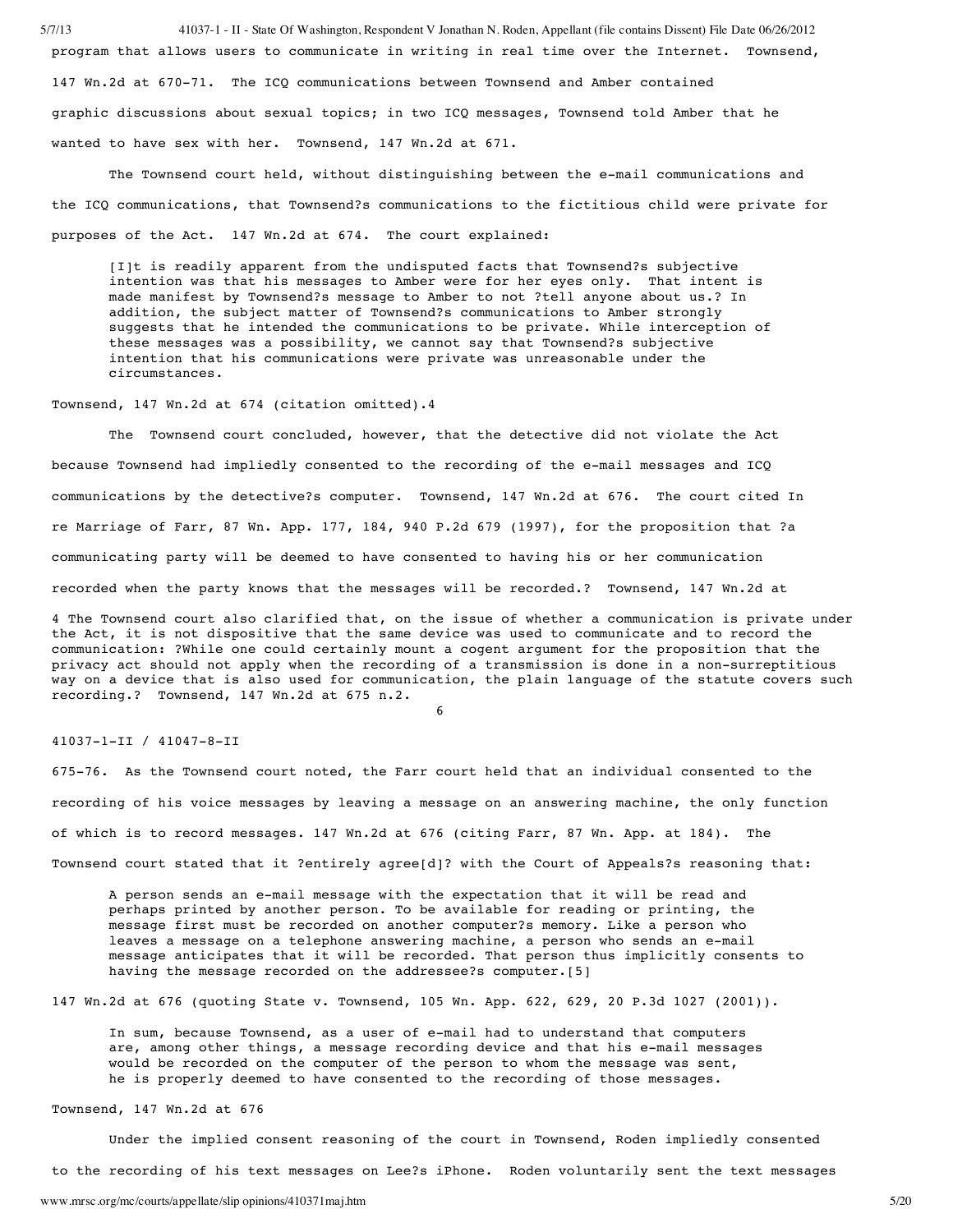program that allows users to communicate in writing in real time over the Internet. Townsend, 147 Wn.2d at 670-71. The ICQ communications between Townsend and Amber contained graphic discussions about sexual topics; in two ICQ messages, Townsend told Amber that he wanted to have sex with her. Townsend, 147 Wn.2d at 671.

The Townsend court held, without distinguishing between the e-mail communications and the ICQ communications, that Townsend?s communications to the fictitious child were private for purposes of the Act. 147 Wn.2d at 674. The court explained:

> [I]t is readily apparent from the undisputed facts that Townsend?s subjective intention was that his messages to Amber were for her eyes only. That intent is made manifest by Townsend?s message to Amber to not ?tell anyone about us.? In addition, the subject matter of Townsend?s communications to Amber strongly suggests that he intended the communications to be private. While interception of these messages was a possibility, we cannot say that Townsend?s subjective intention that his communications were private was unreasonable under the circumstances.

Townsend, 147 Wn.2d at 674 (citation omitted).4

The Townsend court concluded, however, that the detective did not violate the Act because Townsend had impliedly consented to the recording of the e-mail messages and ICQ communications by the detective?s computer. Townsend, 147 Wn.2d at 676. The court cited In re Marriage of Farr, 87 Wn. App. 177, 184, 940 P.2d 679 (1997), for the proposition that ?a communicating party will be deemed to have consented to having his or her communication recorded when the party knows that the messages will be recorded.? Townsend, 147 Wn.2d at 675-76. As the Townsend court noted, the Farr court held that an individual consented to the recording of his voice messages by leaving a message on an answering machine, the only function of which is to record messages. 147 Wn.2d at 676 (citing Farr, 87 Wn. App. at 184). The Townsend court stated that it ?entirely agree[d]? with the Court of Appeals?s reasoning that:

> A person sends an e-mail message with the expectation that it will be read and perhaps printed by another person. To be available for reading or printing, the message first must be recorded on another computer?s memory. Like a person who leaves a message on a telephone answering machine, a person who sends an e-mail message anticipates that it will be recorded. That person thus implicitly consents to having the message recorded on the addressee?s computer.[5]

147 Wn.2d at 676 (quoting State v. Townsend, 105 Wn. App. 622, 629, 20 P.3d 1027 (2001)).

> In sum, because Townsend, as a user of e-mail had to understand that computers are, among other things, a message recording device and that his e-mail messages would be recorded on the computer of the person to whom the message was sent, he is properly deemed to have consented to the recording of those messages.

Townsend, 147 Wn.2d at 676

Under the implied consent reasoning of the court in Townsend, Roden impliedly consented to the recording of his text messages on Lee?s iPhone. Roden voluntarily sent the text messages

4 The Townsend court also clarified that, on the issue of whether a communication is private under the Act, it is not dispositive that the same device was used to communicate and to record the communication: ?While one could certainly mount a cogent argument for the proposition that the privacy act should not apply when the recording of a transmission is done in a non-surreptitious way on a device that is also used for communication, the plain language of the statute covers such recording.? Townsend, 147 Wn.2d at 675 n.2.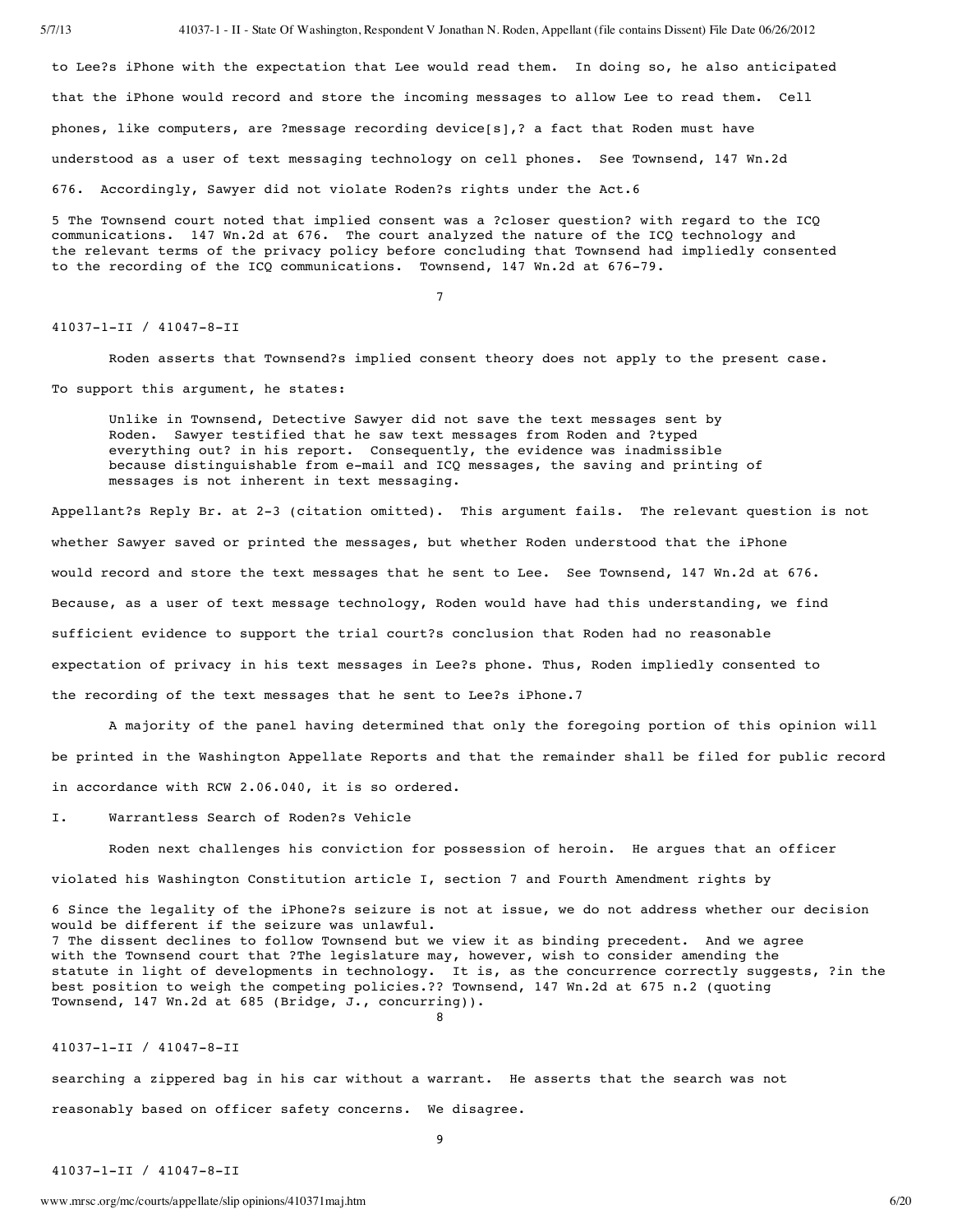to Lee?s iPhone with the expectation that Lee would read them. In doing so, he also anticipated that the iPhone would record and store the incoming messages to allow Lee to read them. Cell phones, like computers, are ?message recording device[s],? a fact that Roden must have understood as a user of text messaging technology on cell phones. See Townsend, 147 Wn.2d 676. Accordingly, Sawyer did not violate Roden?s rights under the Act.6

5 The Townsend court noted that implied consent was a ?closer question? with regard to the ICQ communications. 147 Wn.2d at 676. The court analyzed the nature of the ICQ technology and the relevant terms of the privacy policy before concluding that Townsend had impliedly consented to the recording of the ICQ communications. Townsend, 147 Wn.2d at 676-79.

Roden asserts that Townsend?s implied consent theory does not apply to the present case. To support this argument, he states:

> Unlike in Townsend, Detective Sawyer did not save the text messages sent by Roden. Sawyer testified that he saw text messages from Roden and ?typed everything out? in his report. Consequently, the evidence was inadmissible because distinguishable from e-mail and ICQ messages, the saving and printing of messages is not inherent in text messaging.

Appellant?s Reply Br. at 2-3 (citation omitted). This argument fails. The relevant question is not whether Sawyer saved or printed the messages, but whether Roden understood that the iPhone would record and store the text messages that he sent to Lee. See Townsend, 147 Wn.2d at 676. Because, as a user of text message technology, Roden would have had this understanding, we find sufficient evidence to support the trial court?s conclusion that Roden had no reasonable expectation of privacy in his text messages in Lee?s phone. Thus, Roden impliedly consented to the recording of the text messages that he sent to Lee?s iPhone.7

A majority of the panel having determined that only the foregoing portion of this opinion will be printed in the Washington Appellate Reports and that the remainder shall be filed for public record in accordance with RCW 2.06.040, it is so ordered.

## I. Warrantless Search of Roden?s Vehicle

Roden next challenges his conviction for possession of heroin. He argues that an officer violated his Washington Constitution article I, section 7 and Fourth Amendment rights by

6 Since the legality of the iPhone?s seizure is not at issue, we do not address whether our decision would be different if the seizure was unlawful.
7 The dissent declines to follow Townsend but we view it as binding precedent. And we agree with the Townsend court that ?The legislature may, however, wish to consider amending the statute in light of developments in technology. It is, as the concurrence correctly suggests, ?in the best position to weigh the competing policies.?? Townsend, 147 Wn.2d at 675 n.2 (quoting Townsend, 147 Wn.2d at 685 (Bridge, J., concurring)).

searching a zippered bag in his car without a warrant. He asserts that the search was not reasonably based on officer safety concerns. We disagree.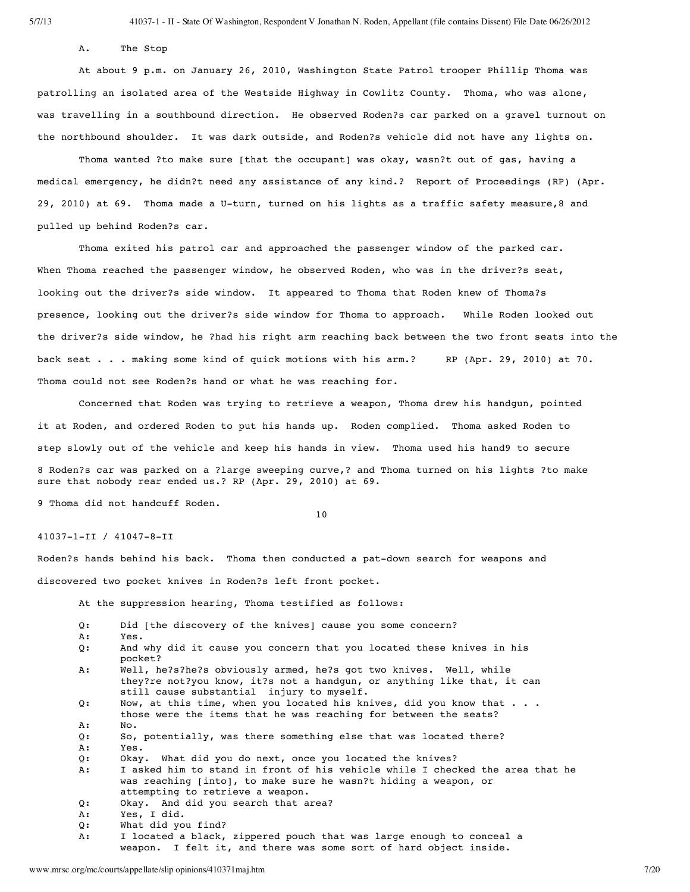A. The Stop

At about 9 p.m. on January 26, 2010, Washington State Patrol trooper Phillip Thoma was patrolling an isolated area of the Westside Highway in Cowlitz County. Thoma, who was alone, was travelling in a southbound direction. He observed Roden?s car parked on a gravel turnout on the northbound shoulder. It was dark outside, and Roden?s vehicle did not have any lights on.

Thoma wanted ?to make sure [that the occupant] was okay, wasn?t out of gas, having a medical emergency, he didn?t need any assistance of any kind.? Report of Proceedings (RP) (Apr. 29, 2010) at 69. Thoma made a U-turn, turned on his lights as a traffic safety measure,[8] and pulled up behind Roden?s car.

Thoma exited his patrol car and approached the passenger window of the parked car. When Thoma reached the passenger window, he observed Roden, who was in the driver?s seat, looking out the driver?s side window. It appeared to Thoma that Roden knew of Thoma?s presence, looking out the driver?s side window for Thoma to approach. While Roden looked out the driver?s side window, he ?had his right arm reaching back between the two front seats into the back seat . . . making some kind of quick motions with his arm.? RP (Apr. 29, 2010) at 70. Thoma could not see Roden?s hand or what he was reaching for.

Concerned that Roden was trying to retrieve a weapon, Thoma drew his handgun, pointed it at Roden, and ordered Roden to put his hands up. Roden complied. Thoma asked Roden to step slowly out of the vehicle and keep his hands in view. Thoma used his hand[9] to secure Roden?s hands behind his back. Thoma then conducted a pat-down search for weapons and discovered two pocket knives in Roden?s left front pocket.

At the suppression hearing, Thoma testified as follows:

> Q: Did [the discovery of the knives] cause you some concern?
> A: Yes.
> Q: And why did it cause you concern that you located these knives in his pocket?
> A: Well, he?s?he?s obviously armed, he?s got two knives. Well, while they?re not?you know, it?s not a handgun, or anything like that, it can still cause substantial injury to myself.
> Q: Now, at this time, when you located his knives, did you know that . . . those were the items that he was reaching for between the seats?
> A: No.
> Q: So, potentially, was there something else that was located there?
> A: Yes.
> Q: Okay. What did you do next, once you located the knives?
> A: I asked him to stand in front of his vehicle while I checked the area that he was reaching [into], to make sure he wasn?t hiding a weapon, or attempting to retrieve a weapon.
> Q: Okay. And did you search that area?
> A: Yes, I did.
> Q: What did you find?
> A: I located a black, zippered pouch that was large enough to conceal a weapon. I felt it, and there was some sort of hard object inside.

[8] Roden?s car was parked on a ?large sweeping curve,? and Thoma turned on his lights ?to make sure that nobody rear ended us.? RP (Apr. 29, 2010) at 69.

[9] Thoma did not handcuff Roden.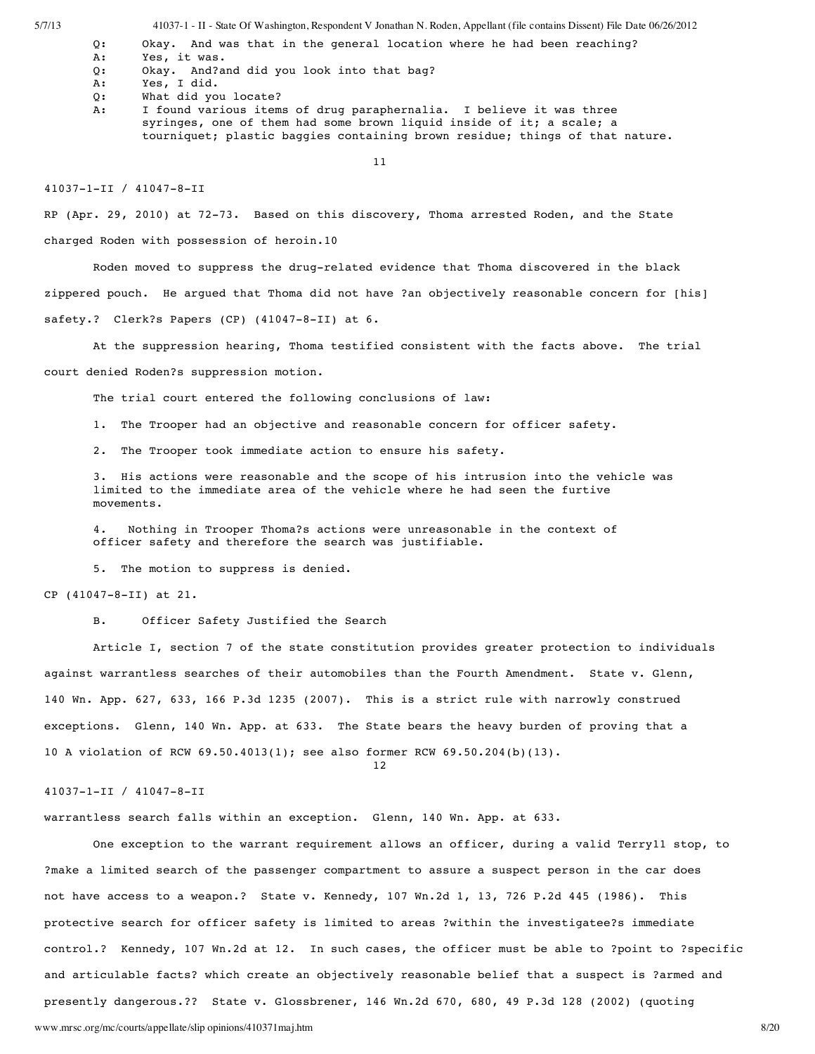Q: Okay. And was that in the general location where he had been reaching?
A: Yes, it was.
Q: Okay. And?and did you look into that bag?
A: Yes, I did.
Q: What did you locate?
A: I found various items of drug paraphernalia. I believe it was three syringes, one of them had some brown liquid inside of it; a scale; a tourniquet; plastic baggies containing brown residue; things of that nature.

RP (Apr. 29, 2010) at 72-73. Based on this discovery, Thoma arrested Roden, and the State charged Roden with possession of heroin.[10]

Roden moved to suppress the drug-related evidence that Thoma discovered in the black zippered pouch. He argued that Thoma did not have ?an objectively reasonable concern for [his] safety.? Clerk?s Papers (CP) (41047-8-II) at 6.

At the suppression hearing, Thoma testified consistent with the facts above. The trial court denied Roden?s suppression motion.

The trial court entered the following conclusions of law:

1. The Trooper had an objective and reasonable concern for officer safety.

2. The Trooper took immediate action to ensure his safety.

3. His actions were reasonable and the scope of his intrusion into the vehicle was limited to the immediate area of the vehicle where he had seen the furtive movements.

4. Nothing in Trooper Thoma?s actions were unreasonable in the context of officer safety and therefore the search was justifiable.

5. The motion to suppress is denied.

CP (41047-8-II) at 21.

B. Officer Safety Justified the Search

Article I, section 7 of the state constitution provides greater protection to individuals against warrantless searches of their automobiles than the Fourth Amendment. State v. Glenn, 140 Wn. App. 627, 633, 166 P.3d 1235 (2007). This is a strict rule with narrowly construed exceptions. Glenn, 140 Wn. App. at 633. The State bears the heavy burden of proving that a warrantless search falls within an exception. Glenn, 140 Wn. App. at 633.

One exception to the warrant requirement allows an officer, during a valid Terry[11] stop, to ?make a limited search of the passenger compartment to assure a suspect person in the car does not have access to a weapon.? State v. Kennedy, 107 Wn.2d 1, 13, 726 P.2d 445 (1986). This protective search for officer safety is limited to areas ?within the investigatee?s immediate control.? Kennedy, 107 Wn.2d at 12. In such cases, the officer must be able to ?point to ?specific and articulable facts? which create an objectively reasonable belief that a suspect is ?armed and presently dangerous.?? State v. Glossbrener, 146 Wn.2d 670, 680, 49 P.3d 128 (2002) (quoting

[10] A violation of RCW 69.50.4013(1); see also former RCW 69.50.204(b)(13).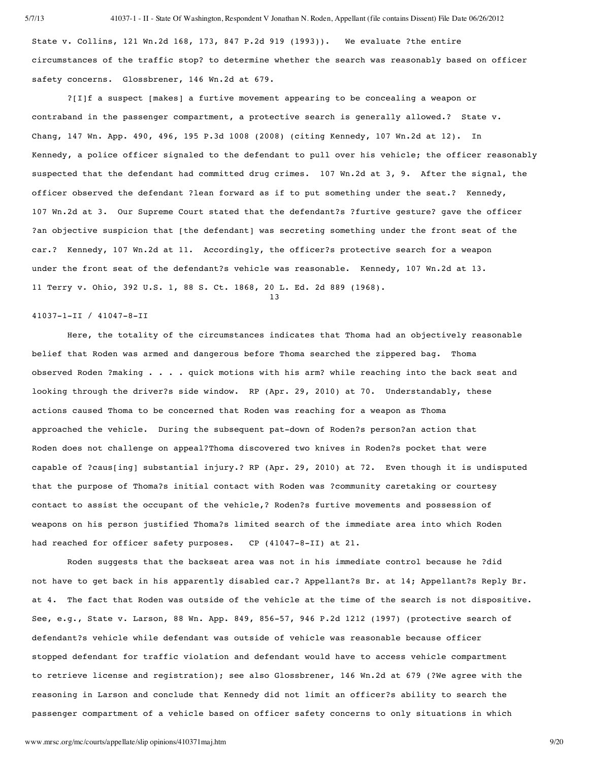State v. Collins, 121 Wn.2d 168, 173, 847 P.2d 919 (1993)). We evaluate ?the entire circumstances of the traffic stop? to determine whether the search was reasonably based on officer safety concerns. Glossbrener, 146 Wn.2d at 679.

?[I]f a suspect [makes] a furtive movement appearing to be concealing a weapon or contraband in the passenger compartment, a protective search is generally allowed.? State v. Chang, 147 Wn. App. 490, 496, 195 P.3d 1008 (2008) (citing Kennedy, 107 Wn.2d at 12). In Kennedy, a police officer signaled to the defendant to pull over his vehicle; the officer reasonably suspected that the defendant had committed drug crimes. 107 Wn.2d at 3, 9. After the signal, the officer observed the defendant ?lean forward as if to put something under the seat.? Kennedy, 107 Wn.2d at 3. Our Supreme Court stated that the defendant?s ?furtive gesture? gave the officer ?an objective suspicion that [the defendant] was secreting something under the front seat of the car.? Kennedy, 107 Wn.2d at 11. Accordingly, the officer?s protective search for a weapon under the front seat of the defendant?s vehicle was reasonable. Kennedy, 107 Wn.2d at 13.

11 Terry v. Ohio, 392 U.S. 1, 88 S. Ct. 1868, 20 L. Ed. 2d 889 (1968).

41037-1-II / 41047-8-II

Here, the totality of the circumstances indicates that Thoma had an objectively reasonable belief that Roden was armed and dangerous before Thoma searched the zippered bag. Thoma observed Roden ?making . . . . quick motions with his arm? while reaching into the back seat and looking through the driver?s side window. RP (Apr. 29, 2010) at 70. Understandably, these actions caused Thoma to be concerned that Roden was reaching for a weapon as Thoma approached the vehicle. During the subsequent pat-down of Roden?s person?an action that Roden does not challenge on appeal?Thoma discovered two knives in Roden?s pocket that were capable of ?caus[ing] substantial injury.? RP (Apr. 29, 2010) at 72. Even though it is undisputed that the purpose of Thoma?s initial contact with Roden was ?community caretaking or courtesy contact to assist the occupant of the vehicle,? Roden?s furtive movements and possession of weapons on his person justified Thoma?s limited search of the immediate area into which Roden had reached for officer safety purposes. CP (41047-8-II) at 21.

Roden suggests that the backseat area was not in his immediate control because he ?did not have to get back in his apparently disabled car.? Appellant?s Br. at 14; Appellant?s Reply Br. at 4. The fact that Roden was outside of the vehicle at the time of the search is not dispositive. See, e.g., State v. Larson, 88 Wn. App. 849, 856-57, 946 P.2d 1212 (1997) (protective search of defendant?s vehicle while defendant was outside of vehicle was reasonable because officer stopped defendant for traffic violation and defendant would have to access vehicle compartment to retrieve license and registration); see also Glossbrener, 146 Wn.2d at 679 (?We agree with the reasoning in Larson and conclude that Kennedy did not limit an officer?s ability to search the passenger compartment of a vehicle based on officer safety concerns to only situations in which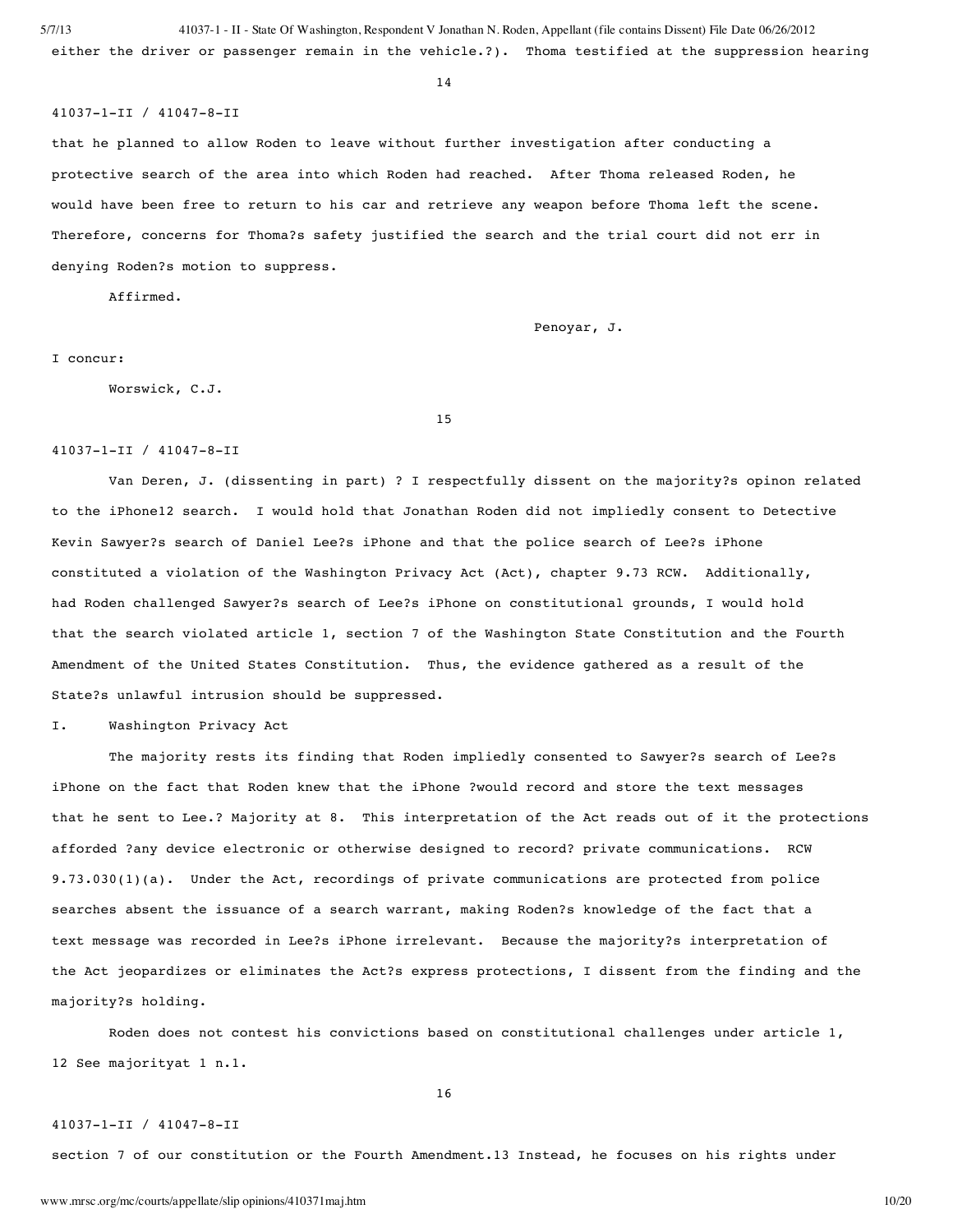either the driver or passenger remain in the vehicle.?). Thoma testified at the suppression hearing

41037-1-II / 41047-8-II

that he planned to allow Roden to leave without further investigation after conducting a protective search of the area into which Roden had reached. After Thoma released Roden, he would have been free to return to his car and retrieve any weapon before Thoma left the scene. Therefore, concerns for Thoma?s safety justified the search and the trial court did not err in denying Roden?s motion to suppress.

Affirmed.

Penoyar, J.

I concur:

Worswick, C.J.

41037-1-II / 41047-8-II

Van Deren, J. (dissenting in part) ? I respectfully dissent on the majority?s opinon related to the iPhone[12] search. I would hold that Jonathan Roden did not impliedly consent to Detective Kevin Sawyer?s search of Daniel Lee?s iPhone and that the police search of Lee?s iPhone constituted a violation of the Washington Privacy Act (Act), chapter 9.73 RCW. Additionally, had Roden challenged Sawyer?s search of Lee?s iPhone on constitutional grounds, I would hold that the search violated article 1, section 7 of the Washington State Constitution and the Fourth Amendment of the United States Constitution. Thus, the evidence gathered as a result of the State?s unlawful intrusion should be suppressed.

I. Washington Privacy Act

The majority rests its finding that Roden impliedly consented to Sawyer?s search of Lee?s iPhone on the fact that Roden knew that the iPhone ?would record and store the text messages that he sent to Lee.? Majority at 8. This interpretation of the Act reads out of it the protections afforded ?any device electronic or otherwise designed to record? private communications. RCW 9.73.030(1)(a). Under the Act, recordings of private communications are protected from police searches absent the issuance of a search warrant, making Roden?s knowledge of the fact that a text message was recorded in Lee?s iPhone irrelevant. Because the majority?s interpretation of the Act jeopardizes or eliminates the Act?s express protections, I dissent from the finding and the majority?s holding.

Roden does not contest his convictions based on constitutional challenges under article 1,

[12] See majorityat 1 n.1.

41037-1-II / 41047-8-II

section 7 of our constitution or the Fourth Amendment.[13] Instead, he focuses on his rights under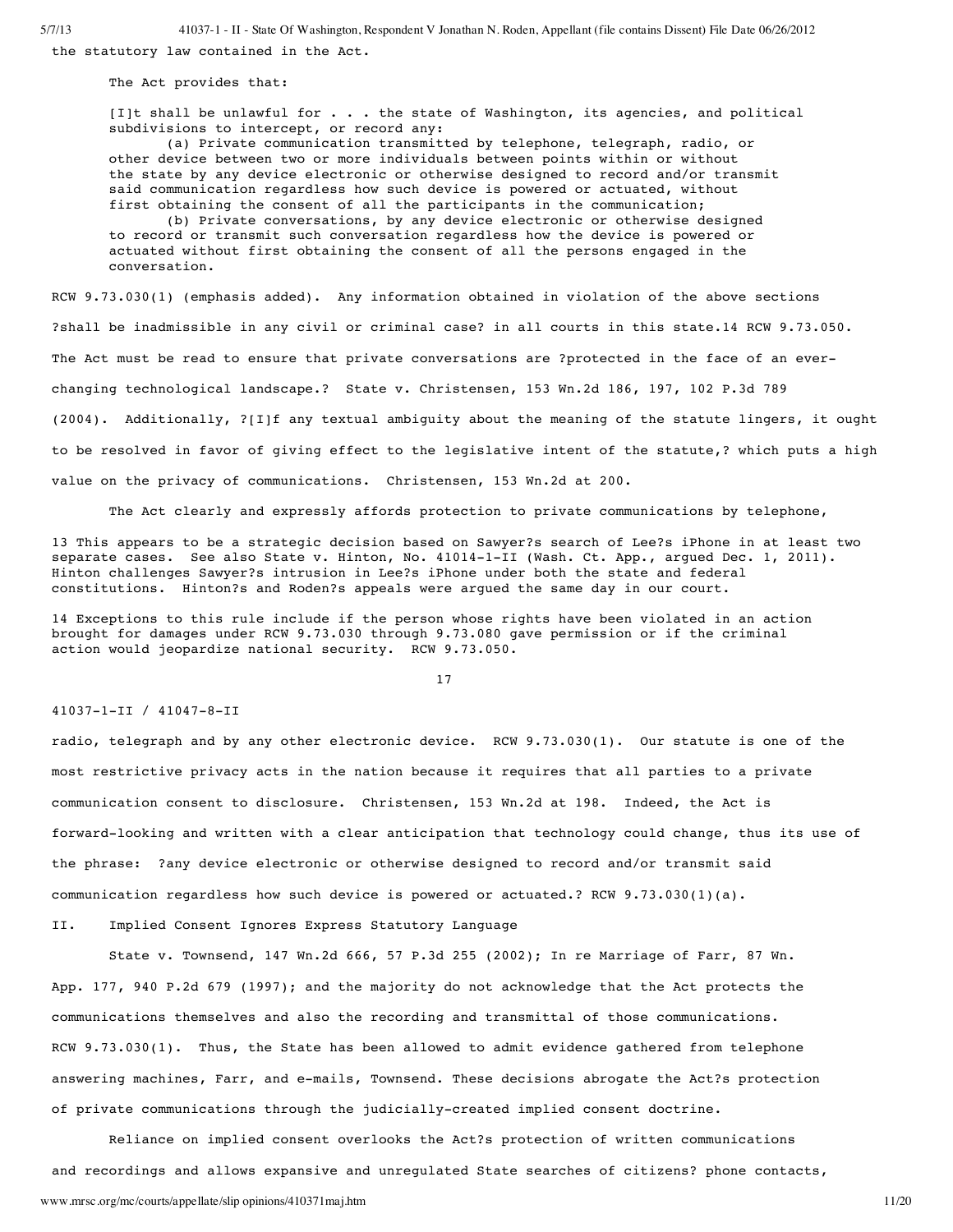the statutory law contained in the Act.

The Act provides that:

> [I]t shall be unlawful for . . . the state of Washington, its agencies, and political subdivisions to intercept, or record any:
>
> (a) Private communication transmitted by telephone, telegraph, radio, or other device between two or more individuals between points within or without the state by any device electronic or otherwise designed to record and/or transmit said communication regardless how such device is powered or actuated, without first obtaining the consent of all the participants in the communication;
>
> (b) Private conversations, by any device electronic or otherwise designed to record or transmit such conversation regardless how the device is powered or actuated without first obtaining the consent of all the persons engaged in the conversation.

RCW 9.73.030(1) (emphasis added). Any information obtained in violation of the above sections ?shall be inadmissible in any civil or criminal case? in all courts in this state.[14] RCW 9.73.050. The Act must be read to ensure that private conversations are ?protected in the face of an ever-changing technological landscape.? State v. Christensen, 153 Wn.2d 186, 197, 102 P.3d 789 (2004). Additionally, ?[I]f any textual ambiguity about the meaning of the statute lingers, it ought to be resolved in favor of giving effect to the legislative intent of the statute,? which puts a high value on the privacy of communications. Christensen, 153 Wn.2d at 200.

The Act clearly and expressly affords protection to private communications by telephone, radio, telegraph and by any other electronic device. RCW 9.73.030(1). Our statute is one of the most restrictive privacy acts in the nation because it requires that all parties to a private communication consent to disclosure. Christensen, 153 Wn.2d at 198. Indeed, the Act is forward-looking and written with a clear anticipation that technology could change, thus its use of the phrase: ?any device electronic or otherwise designed to record and/or transmit said communication regardless how such device is powered or actuated.? RCW 9.73.030(1)(a).

II. Implied Consent Ignores Express Statutory Language

State v. Townsend, 147 Wn.2d 666, 57 P.3d 255 (2002); In re Marriage of Farr, 87 Wn. App. 177, 940 P.2d 679 (1997); and the majority do not acknowledge that the Act protects the communications themselves and also the recording and transmittal of those communications. RCW 9.73.030(1). Thus, the State has been allowed to admit evidence gathered from telephone answering machines, Farr, and e-mails, Townsend. These decisions abrogate the Act?s protection of private communications through the judicially-created implied consent doctrine.

Reliance on implied consent overlooks the Act?s protection of written communications and recordings and allows expansive and unregulated State searches of citizens? phone contacts,

13 This appears to be a strategic decision based on Sawyer?s search of Lee?s iPhone in at least two separate cases. See also State v. Hinton, No. 41014-1-II (Wash. Ct. App., argued Dec. 1, 2011). Hinton challenges Sawyer?s intrusion in Lee?s iPhone under both the state and federal constitutions. Hinton?s and Roden?s appeals were argued the same day in our court.

14 Exceptions to this rule include if the person whose rights have been violated in an action brought for damages under RCW 9.73.030 through 9.73.080 gave permission or if the criminal action would jeopardize national security. RCW 9.73.050.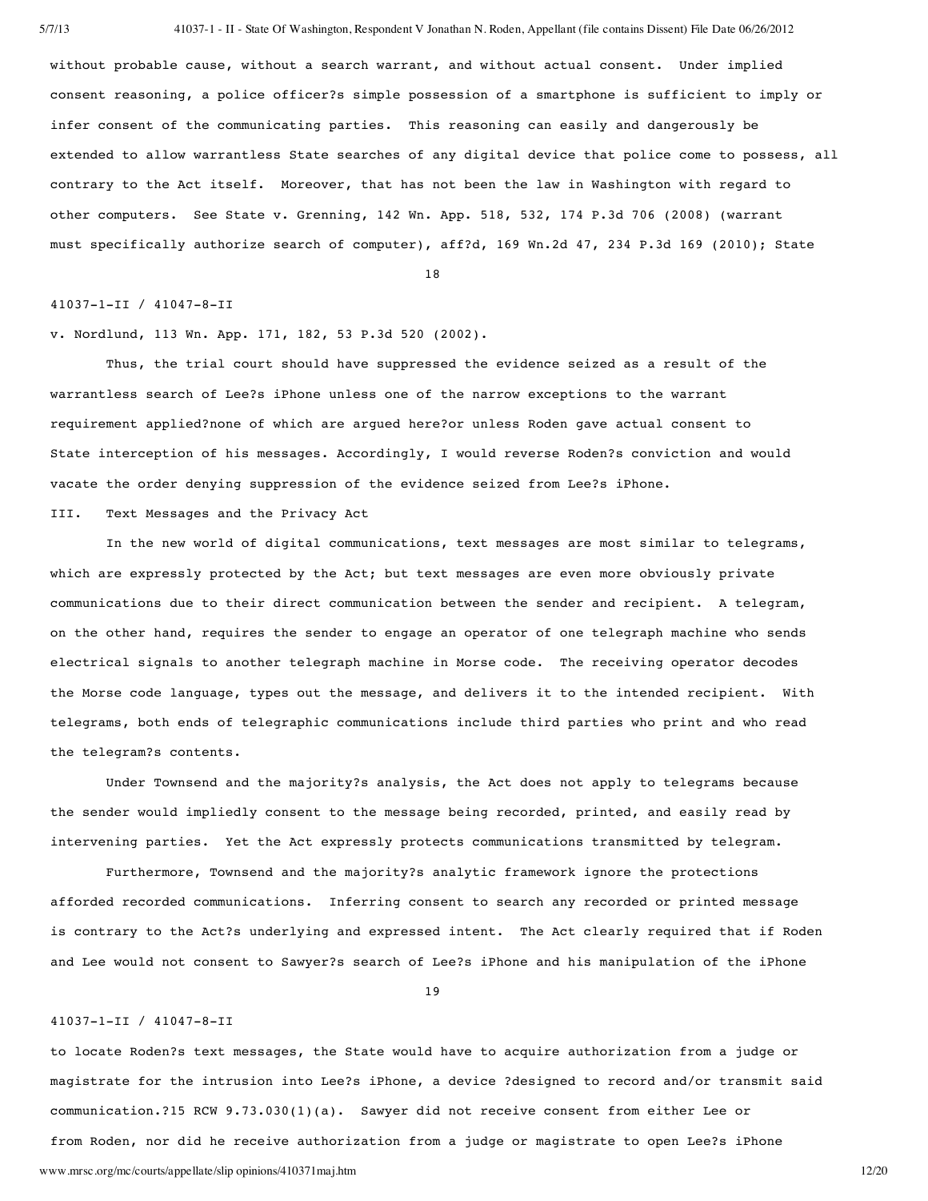without probable cause, without a search warrant, and without actual consent. Under implied consent reasoning, a police officer?s simple possession of a smartphone is sufficient to imply or infer consent of the communicating parties. This reasoning can easily and dangerously be extended to allow warrantless State searches of any digital device that police come to possess, all contrary to the Act itself. Moreover, that has not been the law in Washington with regard to other computers. See State v. Grenning, 142 Wn. App. 518, 532, 174 P.3d 706 (2008) (warrant must specifically authorize search of computer), aff?d, 169 Wn.2d 47, 234 P.3d 169 (2010); State v. Nordlund, 113 Wn. App. 171, 182, 53 P.3d 520 (2002).

Thus, the trial court should have suppressed the evidence seized as a result of the warrantless search of Lee?s iPhone unless one of the narrow exceptions to the warrant requirement applied?none of which are argued here?or unless Roden gave actual consent to State interception of his messages. Accordingly, I would reverse Roden?s conviction and would vacate the order denying suppression of the evidence seized from Lee?s iPhone.

## III. Text Messages and the Privacy Act

In the new world of digital communications, text messages are most similar to telegrams, which are expressly protected by the Act; but text messages are even more obviously private communications due to their direct communication between the sender and recipient. A telegram, on the other hand, requires the sender to engage an operator of one telegraph machine who sends electrical signals to another telegraph machine in Morse code. The receiving operator decodes the Morse code language, types out the message, and delivers it to the intended recipient. With telegrams, both ends of telegraphic communications include third parties who print and who read the telegram?s contents.

Under Townsend and the majority?s analysis, the Act does not apply to telegrams because the sender would impliedly consent to the message being recorded, printed, and easily read by intervening parties. Yet the Act expressly protects communications transmitted by telegram.

Furthermore, Townsend and the majority?s analytic framework ignore the protections afforded recorded communications. Inferring consent to search any recorded or printed message is contrary to the Act?s underlying and expressed intent. The Act clearly required that if Roden and Lee would not consent to Sawyer?s search of Lee?s iPhone and his manipulation of the iPhone to locate Roden?s text messages, the State would have to acquire authorization from a judge or magistrate for the intrusion into Lee?s iPhone, a device ?designed to record and/or transmit said communication.?15 RCW 9.73.030(1)(a). Sawyer did not receive consent from either Lee or from Roden, nor did he receive authorization from a judge or magistrate to open Lee?s iPhone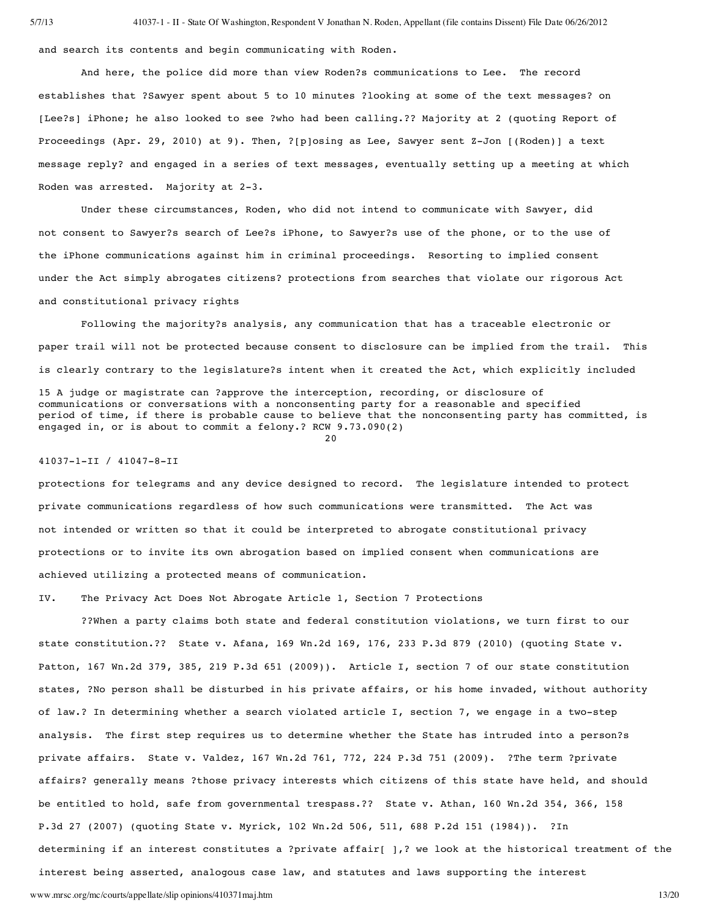and search its contents and begin communicating with Roden.

And here, the police did more than view Roden?s communications to Lee. The record establishes that ?Sawyer spent about 5 to 10 minutes ?looking at some of the text messages? on [Lee?s] iPhone; he also looked to see ?who had been calling.?? Majority at 2 (quoting Report of Proceedings (Apr. 29, 2010) at 9). Then, ?[p]osing as Lee, Sawyer sent Z-Jon [(Roden)] a text message reply? and engaged in a series of text messages, eventually setting up a meeting at which Roden was arrested. Majority at 2-3.

Under these circumstances, Roden, who did not intend to communicate with Sawyer, did not consent to Sawyer?s search of Lee?s iPhone, to Sawyer?s use of the phone, or to the use of the iPhone communications against him in criminal proceedings. Resorting to implied consent under the Act simply abrogates citizens? protections from searches that violate our rigorous Act and constitutional privacy rights

Following the majority?s analysis, any communication that has a traceable electronic or paper trail will not be protected because consent to disclosure can be implied from the trail. This is clearly contrary to the legislature?s intent when it created the Act, which explicitly included protections for telegrams and any device designed to record. The legislature intended to protect private communications regardless of how such communications were transmitted. The Act was not intended or written so that it could be interpreted to abrogate constitutional privacy protections or to invite its own abrogation based on implied consent when communications are achieved utilizing a protected means of communication.

15 A judge or magistrate can ?approve the interception, recording, or disclosure of communications or conversations with a nonconsenting party for a reasonable and specified period of time, if there is probable cause to believe that the nonconsenting party has committed, is engaged in, or is about to commit a felony.? RCW 9.73.090(2)

## IV. The Privacy Act Does Not Abrogate Article 1, Section 7 Protections

??When a party claims both state and federal constitution violations, we turn first to our state constitution.?? State v. Afana, 169 Wn.2d 169, 176, 233 P.3d 879 (2010) (quoting State v. Patton, 167 Wn.2d 379, 385, 219 P.3d 651 (2009)). Article I, section 7 of our state constitution states, ?No person shall be disturbed in his private affairs, or his home invaded, without authority of law.? In determining whether a search violated article I, section 7, we engage in a two-step analysis. The first step requires us to determine whether the State has intruded into a person?s private affairs. State v. Valdez, 167 Wn.2d 761, 772, 224 P.3d 751 (2009). ?The term ?private affairs? generally means ?those privacy interests which citizens of this state have held, and should be entitled to hold, safe from governmental trespass.?? State v. Athan, 160 Wn.2d 354, 366, 158 P.3d 27 (2007) (quoting State v. Myrick, 102 Wn.2d 506, 511, 688 P.2d 151 (1984)). ?In determining if an interest constitutes a ?private affair[ ],? we look at the historical treatment of the interest being asserted, analogous case law, and statutes and laws supporting the interest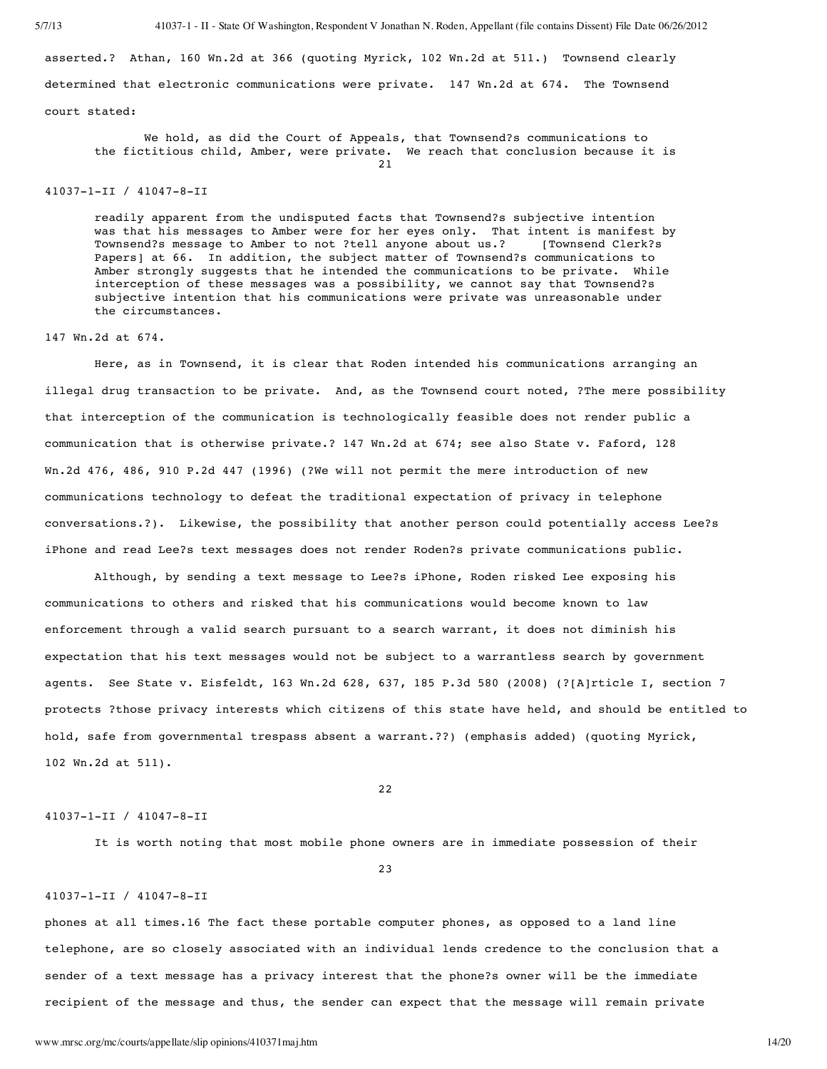asserted.? Athan, 160 Wn.2d at 366 (quoting Myrick, 102 Wn.2d at 511.) Townsend clearly determined that electronic communications were private. 147 Wn.2d at 674. The Townsend court stated:

> We hold, as did the Court of Appeals, that Townsend?s communications to the fictitious child, Amber, were private. We reach that conclusion because it is readily apparent from the undisputed facts that Townsend?s subjective intention was that his messages to Amber were for her eyes only. That intent is manifest by Townsend?s message to Amber to not ?tell anyone about us.? [Townsend Clerk?s Papers] at 66. In addition, the subject matter of Townsend?s communications to Amber strongly suggests that he intended the communications to be private. While interception of these messages was a possibility, we cannot say that Townsend?s subjective intention that his communications were private was unreasonable under the circumstances.

147 Wn.2d at 674.

Here, as in Townsend, it is clear that Roden intended his communications arranging an illegal drug transaction to be private. And, as the Townsend court noted, ?The mere possibility that interception of the communication is technologically feasible does not render public a communication that is otherwise private.? 147 Wn.2d at 674; see also State v. Faford, 128 Wn.2d 476, 486, 910 P.2d 447 (1996) (?We will not permit the mere introduction of new communications technology to defeat the traditional expectation of privacy in telephone conversations.?). Likewise, the possibility that another person could potentially access Lee?s iPhone and read Lee?s text messages does not render Roden?s private communications public.

Although, by sending a text message to Lee?s iPhone, Roden risked Lee exposing his communications to others and risked that his communications would become known to law enforcement through a valid search pursuant to a search warrant, it does not diminish his expectation that his text messages would not be subject to a warrantless search by government agents. See State v. Eisfeldt, 163 Wn.2d 628, 637, 185 P.3d 580 (2008) (?[A]rticle I, section 7 protects ?those privacy interests which citizens of this state have held, and should be entitled to hold, safe from governmental trespass absent a warrant.??) (emphasis added) (quoting Myrick, 102 Wn.2d at 511).

It is worth noting that most mobile phone owners are in immediate possession of their phones at all times.16 The fact these portable computer phones, as opposed to a land line telephone, are so closely associated with an individual lends credence to the conclusion that a sender of a text message has a privacy interest that the phone?s owner will be the immediate recipient of the message and thus, the sender can expect that the message will remain private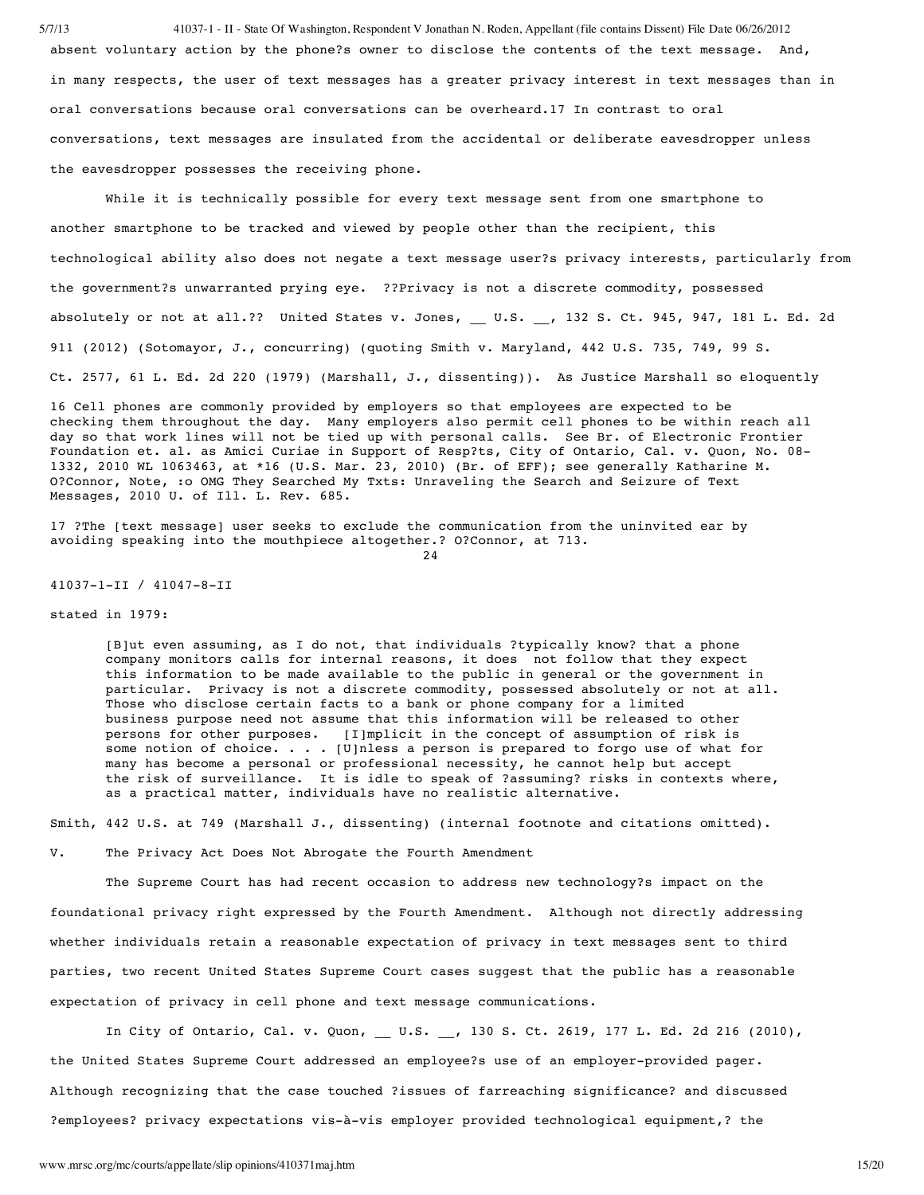absent voluntary action by the phone?s owner to disclose the contents of the text message. And, in many respects, the user of text messages has a greater privacy interest in text messages than in oral conversations because oral conversations can be overheard.17 In contrast to oral conversations, text messages are insulated from the accidental or deliberate eavesdropper unless the eavesdropper possesses the receiving phone.

While it is technically possible for every text message sent from one smartphone to another smartphone to be tracked and viewed by people other than the recipient, this technological ability also does not negate a text message user?s privacy interests, particularly from the government?s unwarranted prying eye. ??Privacy is not a discrete commodity, possessed absolutely or not at all.?? United States v. Jones, __ U.S. __, 132 S. Ct. 945, 947, 181 L. Ed. 2d 911 (2012) (Sotomayor, J., concurring) (quoting Smith v. Maryland, 442 U.S. 735, 749, 99 S. Ct. 2577, 61 L. Ed. 2d 220 (1979) (Marshall, J., dissenting)). As Justice Marshall so eloquently

16 Cell phones are commonly provided by employers so that employees are expected to be checking them throughout the day. Many employers also permit cell phones to be within reach all day so that work lines will not be tied up with personal calls. See Br. of Electronic Frontier Foundation et. al. as Amici Curiae in Support of Resp?ts, City of Ontario, Cal. v. Quon, No. 08-1332, 2010 WL 1063463, at *16 (U.S. Mar. 23, 2010) (Br. of EFF); see generally Katharine M. O?Connor, Note, :o OMG They Searched My Txts: Unraveling the Search and Seizure of Text Messages, 2010 U. of Ill. L. Rev. 685.

17 ?The [text message] user seeks to exclude the communication from the uninvited ear by avoiding speaking into the mouthpiece altogether.? O?Connor, at 713.

41037-1-II / 41047-8-II

stated in 1979:

> [B]ut even assuming, as I do not, that individuals ?typically know? that a phone company monitors calls for internal reasons, it does not follow that they expect this information to be made available to the public in general or the government in particular. Privacy is not a discrete commodity, possessed absolutely or not at all. Those who disclose certain facts to a bank or phone company for a limited business purpose need not assume that this information will be released to other persons for other purposes. [I]mplicit in the concept of assumption of risk is some notion of choice. . . . [U]nless a person is prepared to forgo use of what for many has become a personal or professional necessity, he cannot help but accept the risk of surveillance. It is idle to speak of ?assuming? risks in contexts where, as a practical matter, individuals have no realistic alternative.

Smith, 442 U.S. at 749 (Marshall J., dissenting) (internal footnote and citations omitted).

## V. The Privacy Act Does Not Abrogate the Fourth Amendment

The Supreme Court has had recent occasion to address new technology?s impact on the foundational privacy right expressed by the Fourth Amendment. Although not directly addressing whether individuals retain a reasonable expectation of privacy in text messages sent to third parties, two recent United States Supreme Court cases suggest that the public has a reasonable expectation of privacy in cell phone and text message communications.

In City of Ontario, Cal. v. Quon, __ U.S. __, 130 S. Ct. 2619, 177 L. Ed. 2d 216 (2010), the United States Supreme Court addressed an employee?s use of an employer-provided pager. Although recognizing that the case touched ?issues of farreaching significance? and discussed ?employees? privacy expectations vis-à-vis employer provided technological equipment,? the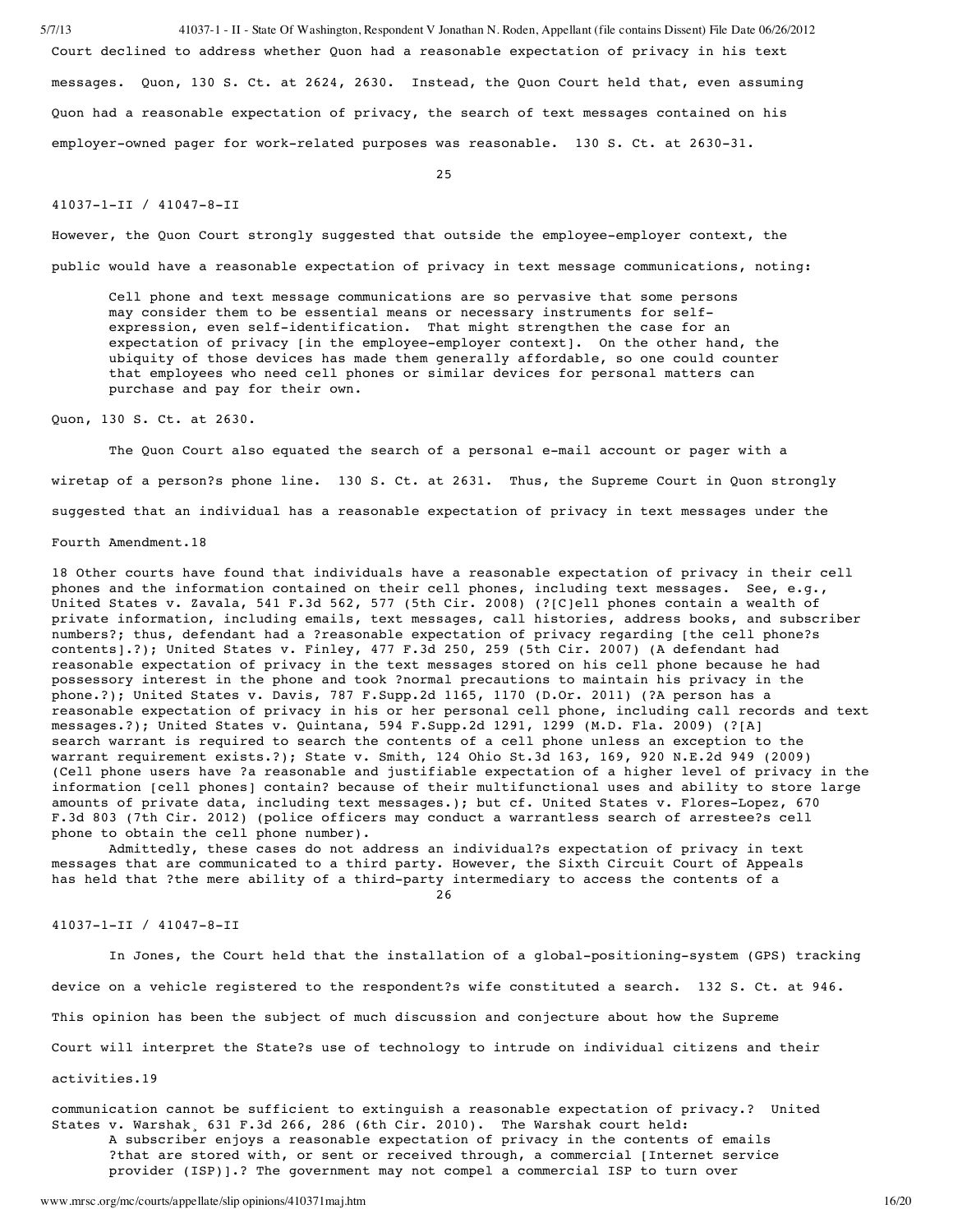Court declined to address whether Quon had a reasonable expectation of privacy in his text messages. Quon, 130 S. Ct. at 2624, 2630. Instead, the Quon Court held that, even assuming Quon had a reasonable expectation of privacy, the search of text messages contained on his employer-owned pager for work-related purposes was reasonable. 130 S. Ct. at 2630-31.

41037-1-II / 41047-8-II

However, the Quon Court strongly suggested that outside the employee-employer context, the public would have a reasonable expectation of privacy in text message communications, noting:

> Cell phone and text message communications are so pervasive that some persons may consider them to be essential means or necessary instruments for self-expression, even self-identification. That might strengthen the case for an expectation of privacy [in the employee-employer context]. On the other hand, the ubiquity of those devices has made them generally affordable, so one could counter that employees who need cell phones or similar devices for personal matters can purchase and pay for their own.

Quon, 130 S. Ct. at 2630.

The Quon Court also equated the search of a personal e-mail account or pager with a wiretap of a person?s phone line. 130 S. Ct. at 2631. Thus, the Supreme Court in Quon strongly suggested that an individual has a reasonable expectation of privacy in text messages under the Fourth Amendment.18

In Jones, the Court held that the installation of a global-positioning-system (GPS) tracking device on a vehicle registered to the respondent?s wife constituted a search. 132 S. Ct. at 946. This opinion has been the subject of much discussion and conjecture about how the Supreme Court will interpret the State?s use of technology to intrude on individual citizens and their activities.19

18 Other courts have found that individuals have a reasonable expectation of privacy in their cell phones and the information contained on their cell phones, including text messages. See, e.g., United States v. Zavala, 541 F.3d 562, 577 (5th Cir. 2008) (?[C]ell phones contain a wealth of private information, including emails, text messages, call histories, address books, and subscriber numbers?; thus, defendant had a ?reasonable expectation of privacy regarding [the cell phone?s contents].?); United States v. Finley, 477 F.3d 250, 259 (5th Cir. 2007) (A defendant had reasonable expectation of privacy in the text messages stored on his cell phone because he had possessory interest in the phone and took ?normal precautions to maintain his privacy in the phone.?); United States v. Davis, 787 F.Supp.2d 1165, 1170 (D.Or. 2011) (?A person has a reasonable expectation of privacy in his or her personal cell phone, including call records and text messages.?); United States v. Quintana, 594 F.Supp.2d 1291, 1299 (M.D. Fla. 2009) (?[A] search warrant is required to search the contents of a cell phone unless an exception to the warrant requirement exists.?); State v. Smith, 124 Ohio St.3d 163, 169, 920 N.E.2d 949 (2009) (Cell phone users have ?a reasonable and justifiable expectation of a higher level of privacy in the information [cell phones] contain? because of their multifunctional uses and ability to store large amounts of private data, including text messages.); but cf. United States v. Flores-Lopez, 670 F.3d 803 (7th Cir. 2012) (police officers may conduct a warrantless search of arrestee?s cell phone to obtain the cell phone number).

Admittedly, these cases do not address an individual?s expectation of privacy in text messages that are communicated to a third party. However, the Sixth Circuit Court of Appeals has held that ?the mere ability of a third-party intermediary to access the contents of a communication cannot be sufficient to extinguish a reasonable expectation of privacy.? United States v. Warshak¸ 631 F.3d 266, 286 (6th Cir. 2010). The Warshak court held:

> A subscriber enjoys a reasonable expectation of privacy in the contents of emails ?that are stored with, or sent or received through, a commercial [Internet service provider (ISP)].? The government may not compel a commercial ISP to turn over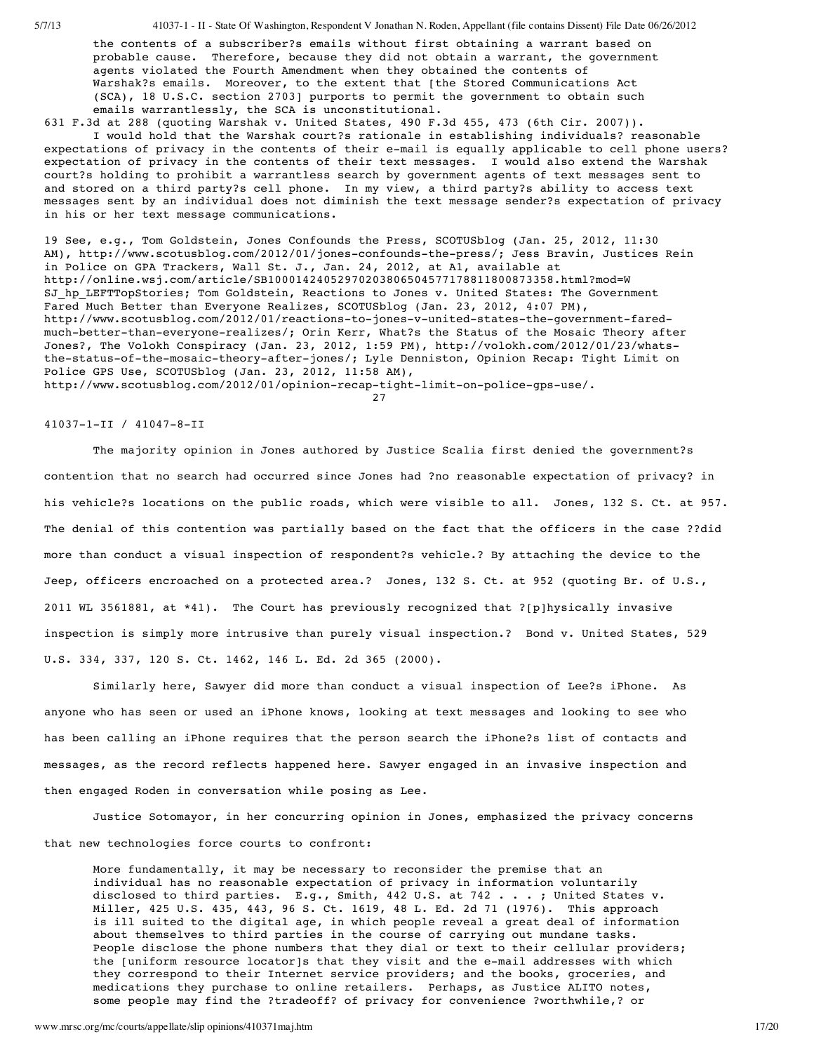the contents of a subscriber?s emails without first obtaining a warrant based on probable cause. Therefore, because they did not obtain a warrant, the government agents violated the Fourth Amendment when they obtained the contents of Warshak?s emails. Moreover, to the extent that [the Stored Communications Act (SCA), 18 U.S.C. section 2703] purports to permit the government to obtain such emails warrantlessly, the SCA is unconstitutional.

631 F.3d at 288 (quoting Warshak v. United States, 490 F.3d 455, 473 (6th Cir. 2007)).

I would hold that the Warshak court?s rationale in establishing individuals? reasonable expectations of privacy in the contents of their e-mail is equally applicable to cell phone users? expectation of privacy in the contents of their text messages. I would also extend the Warshak court?s holding to prohibit a warrantless search by government agents of text messages sent to and stored on a third party?s cell phone. In my view, a third party?s ability to access text messages sent by an individual does not diminish the text message sender?s expectation of privacy in his or her text message communications.

19 See, e.g., Tom Goldstein, Jones Confounds the Press, SCOTUSblog (Jan. 25, 2012, 11:30 AM), http://www.scotusblog.com/2012/01/jones-confounds-the-press/; Jess Bravin, Justices Rein in Police on GPA Trackers, Wall St. J., Jan. 24, 2012, at A1, available at http://online.wsj.com/article/SB10001424052970203806504577178811800873358.html?mod=WSJ_hp_LEFTTopStories; Tom Goldstein, Reactions to Jones v. United States: The Government Fared Much Better than Everyone Realizes, SCOTUSblog (Jan. 23, 2012, 4:07 PM), http://www.scotusblog.com/2012/01/reactions-to-jones-v-united-states-the-government-fared-much-better-than-everyone-realizes/; Orin Kerr, What?s the Status of the Mosaic Theory after Jones?, The Volokh Conspiracy (Jan. 23, 2012, 1:59 PM), http://volokh.com/2012/01/23/whats-the-status-of-the-mosaic-theory-after-jones/; Lyle Denniston, Opinion Recap: Tight Limit on Police GPS Use, SCOTUSblog (Jan. 23, 2012, 11:58 AM), http://www.scotusblog.com/2012/01/opinion-recap-tight-limit-on-police-gps-use/.

41037-1-II / 41047-8-II

The majority opinion in Jones authored by Justice Scalia first denied the government?s contention that no search had occurred since Jones had ?no reasonable expectation of privacy? in his vehicle?s locations on the public roads, which were visible to all. Jones, 132 S. Ct. at 957. The denial of this contention was partially based on the fact that the officers in the case ??did more than conduct a visual inspection of respondent?s vehicle.? By attaching the device to the Jeep, officers encroached on a protected area.? Jones, 132 S. Ct. at 952 (quoting Br. of U.S., 2011 WL 3561881, at *41). The Court has previously recognized that ?[p]hysically invasive inspection is simply more intrusive than purely visual inspection.? Bond v. United States, 529 U.S. 334, 337, 120 S. Ct. 1462, 146 L. Ed. 2d 365 (2000).

Similarly here, Sawyer did more than conduct a visual inspection of Lee?s iPhone. As anyone who has seen or used an iPhone knows, looking at text messages and looking to see who has been calling an iPhone requires that the person search the iPhone?s list of contacts and messages, as the record reflects happened here. Sawyer engaged in an invasive inspection and then engaged Roden in conversation while posing as Lee.

Justice Sotomayor, in her concurring opinion in Jones, emphasized the privacy concerns that new technologies force courts to confront:

> More fundamentally, it may be necessary to reconsider the premise that an individual has no reasonable expectation of privacy in information voluntarily disclosed to third parties. E.g., Smith, 442 U.S. at 742 . . . ; United States v. Miller, 425 U.S. 435, 443, 96 S. Ct. 1619, 48 L. Ed. 2d 71 (1976). This approach is ill suited to the digital age, in which people reveal a great deal of information about themselves to third parties in the course of carrying out mundane tasks. People disclose the phone numbers that they dial or text to their cellular providers; the [uniform resource locator]s that they visit and the e-mail addresses with which they correspond to their Internet service providers; and the books, groceries, and medications they purchase to online retailers. Perhaps, as Justice ALITO notes, some people may find the ?tradeoff? of privacy for convenience ?worthwhile,? or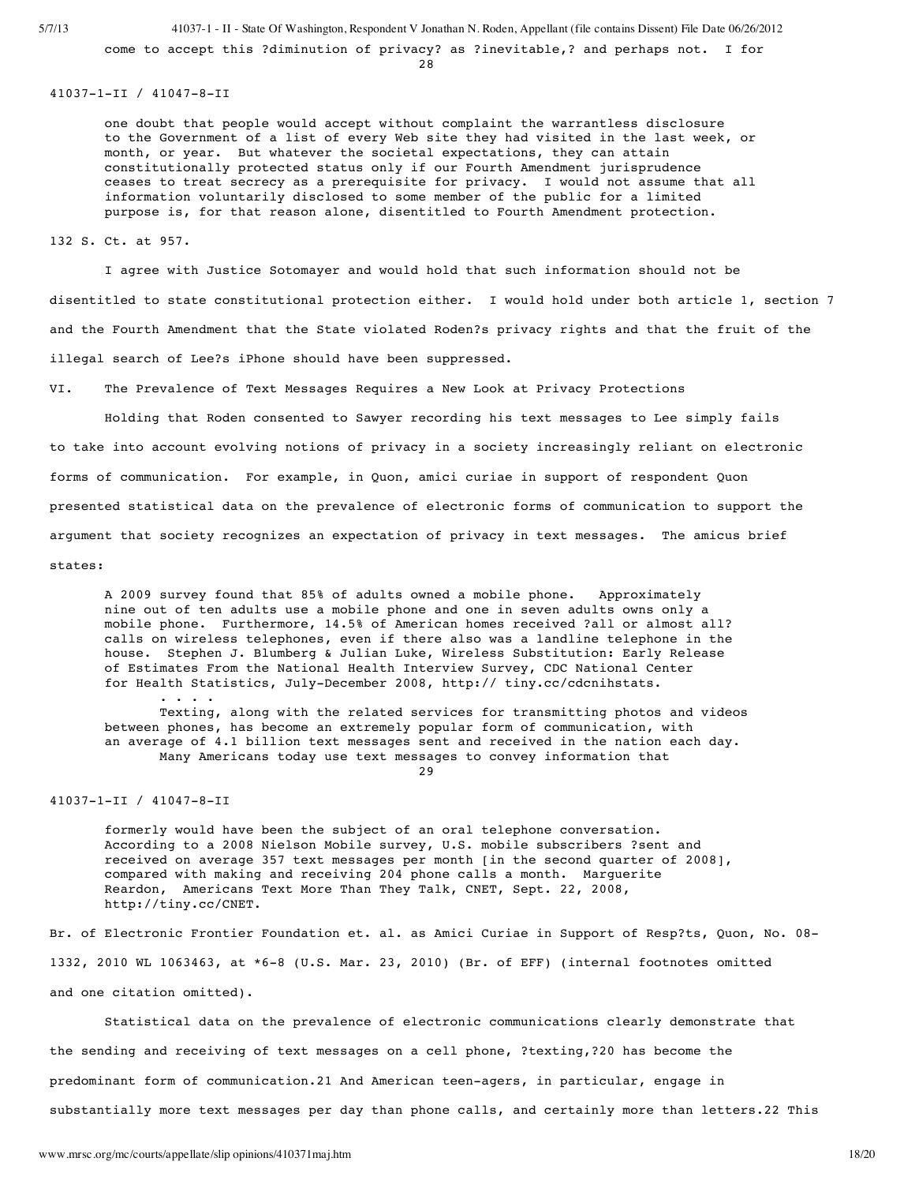come to accept this ?diminution of privacy? as ?inevitable,? and perhaps not. I for

> one doubt that people would accept without complaint the warrantless disclosure to the Government of a list of every Web site they had visited in the last week, or month, or year. But whatever the societal expectations, they can attain constitutionally protected status only if our Fourth Amendment jurisprudence ceases to treat secrecy as a prerequisite for privacy. I would not assume that all information voluntarily disclosed to some member of the public for a limited purpose is, for that reason alone, disentitled to Fourth Amendment protection.

132 S. Ct. at 957.

I agree with Justice Sotomayer and would hold that such information should not be disentitled to state constitutional protection either. I would hold under both article 1, section 7 and the Fourth Amendment that the State violated Roden?s privacy rights and that the fruit of the illegal search of Lee?s iPhone should have been suppressed.

VI. The Prevalence of Text Messages Requires a New Look at Privacy Protections

Holding that Roden consented to Sawyer recording his text messages to Lee simply fails to take into account evolving notions of privacy in a society increasingly reliant on electronic forms of communication. For example, in Quon, amici curiae in support of respondent Quon presented statistical data on the prevalence of electronic forms of communication to support the argument that society recognizes an expectation of privacy in text messages. The amicus brief states:

> A 2009 survey found that 85% of adults owned a mobile phone. Approximately nine out of ten adults use a mobile phone and one in seven adults owns only a mobile phone. Furthermore, 14.5% of American homes received ?all or almost all? calls on wireless telephones, even if there also was a landline telephone in the house. Stephen J. Blumberg & Julian Luke, Wireless Substitution: Early Release of Estimates From the National Health Interview Survey, CDC National Center for Health Statistics, July-December 2008, http:// tiny.cc/cdcnihstats.
>
> . . . .
>
> Texting, along with the related services for transmitting photos and videos between phones, has become an extremely popular form of communication, with an average of 4.1 billion text messages sent and received in the nation each day.
>
> Many Americans today use text messages to convey information that formerly would have been the subject of an oral telephone conversation. According to a 2008 Nielson Mobile survey, U.S. mobile subscribers ?sent and received on average 357 text messages per month [in the second quarter of 2008], compared with making and receiving 204 phone calls a month. Marguerite Reardon, Americans Text More Than They Talk, CNET, Sept. 22, 2008, http://tiny.cc/CNET.

Br. of Electronic Frontier Foundation et. al. as Amici Curiae in Support of Resp?ts, Quon, No. 08-1332, 2010 WL 1063463, at *6-8 (U.S. Mar. 23, 2010) (Br. of EFF) (internal footnotes omitted and one citation omitted).

Statistical data on the prevalence of electronic communications clearly demonstrate that the sending and receiving of text messages on a cell phone, ?texting,?[20] has become the predominant form of communication.[21] And American teen-agers, in particular, engage in substantially more text messages per day than phone calls, and certainly more than letters.[22] This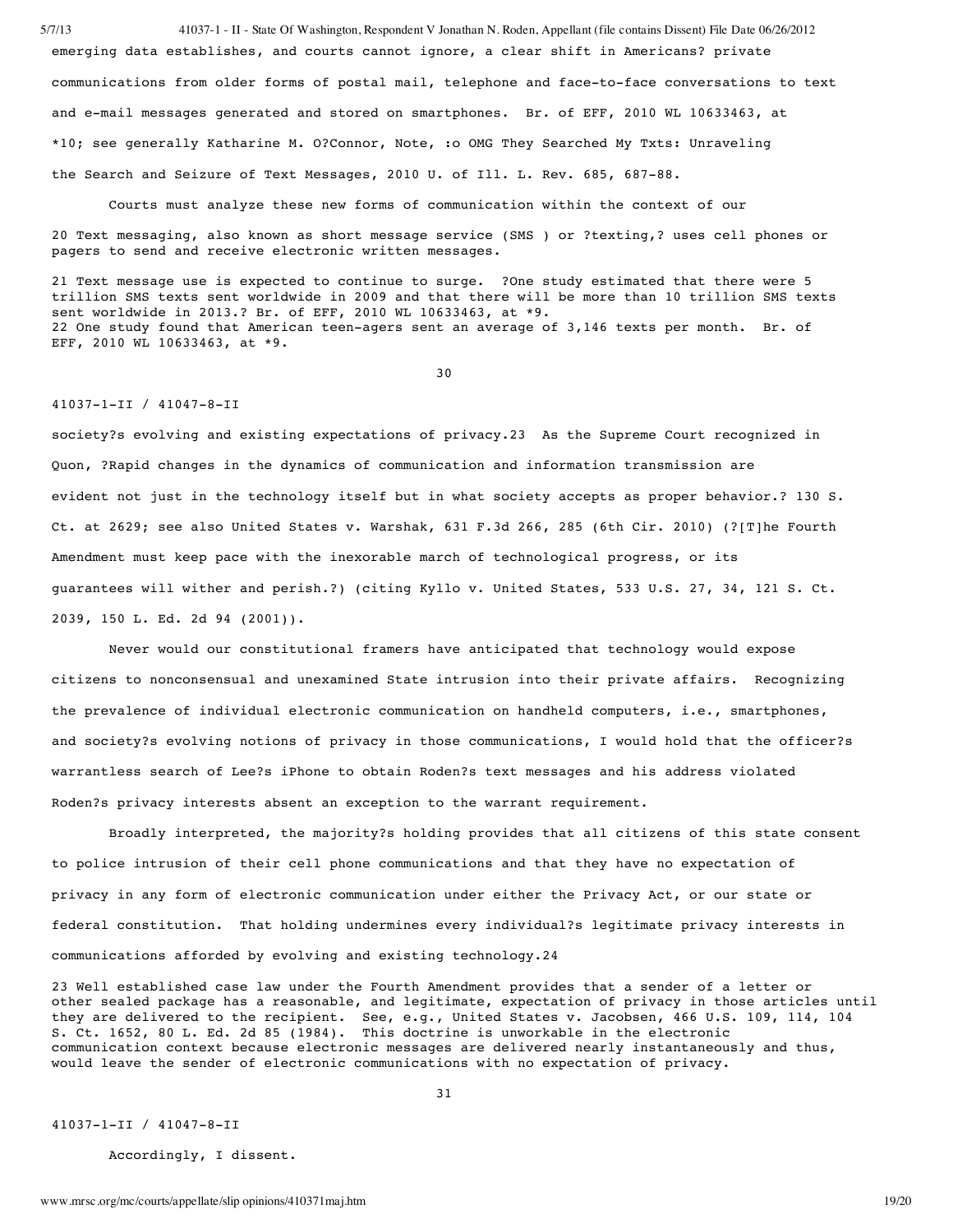emerging data establishes, and courts cannot ignore, a clear shift in Americans? private communications from older forms of postal mail, telephone and face-to-face conversations to text and e-mail messages generated and stored on smartphones. Br. of EFF, 2010 WL 10633463, at *10; see generally Katharine M. O?Connor, Note, :o OMG They Searched My Txts: Unraveling the Search and Seizure of Text Messages, 2010 U. of Ill. L. Rev. 685, 687-88.

Courts must analyze these new forms of communication within the context of our

20 Text messaging, also known as short message service (SMS ) or ?texting,? uses cell phones or pagers to send and receive electronic written messages.

21 Text message use is expected to continue to surge. ?One study estimated that there were 5 trillion SMS texts sent worldwide in 2009 and that there will be more than 10 trillion SMS texts sent worldwide in 2013.? Br. of EFF, 2010 WL 10633463, at *9.

22 One study found that American teen-agers sent an average of 3,146 texts per month. Br. of EFF, 2010 WL 10633463, at *9.

society?s evolving and existing expectations of privacy.23 As the Supreme Court recognized in Quon, ?Rapid changes in the dynamics of communication and information transmission are evident not just in the technology itself but in what society accepts as proper behavior.? 130 S. Ct. at 2629; see also United States v. Warshak, 631 F.3d 266, 285 (6th Cir. 2010) (?[T]he Fourth Amendment must keep pace with the inexorable march of technological progress, or its guarantees will wither and perish.?) (citing Kyllo v. United States, 533 U.S. 27, 34, 121 S. Ct. 2039, 150 L. Ed. 2d 94 (2001)).

Never would our constitutional framers have anticipated that technology would expose citizens to nonconsensual and unexamined State intrusion into their private affairs. Recognizing the prevalence of individual electronic communication on handheld computers, i.e., smartphones, and society?s evolving notions of privacy in those communications, I would hold that the officer?s warrantless search of Lee?s iPhone to obtain Roden?s text messages and his address violated Roden?s privacy interests absent an exception to the warrant requirement.

Broadly interpreted, the majority?s holding provides that all citizens of this state consent to police intrusion of their cell phone communications and that they have no expectation of privacy in any form of electronic communication under either the Privacy Act, or our state or federal constitution. That holding undermines every individual?s legitimate privacy interests in communications afforded by evolving and existing technology.24

23 Well established case law under the Fourth Amendment provides that a sender of a letter or other sealed package has a reasonable, and legitimate, expectation of privacy in those articles until they are delivered to the recipient. See, e.g., United States v. Jacobsen, 466 U.S. 109, 114, 104 S. Ct. 1652, 80 L. Ed. 2d 85 (1984). This doctrine is unworkable in the electronic communication context because electronic messages are delivered nearly instantaneously and thus, would leave the sender of electronic communications with no expectation of privacy.

Accordingly, I dissent.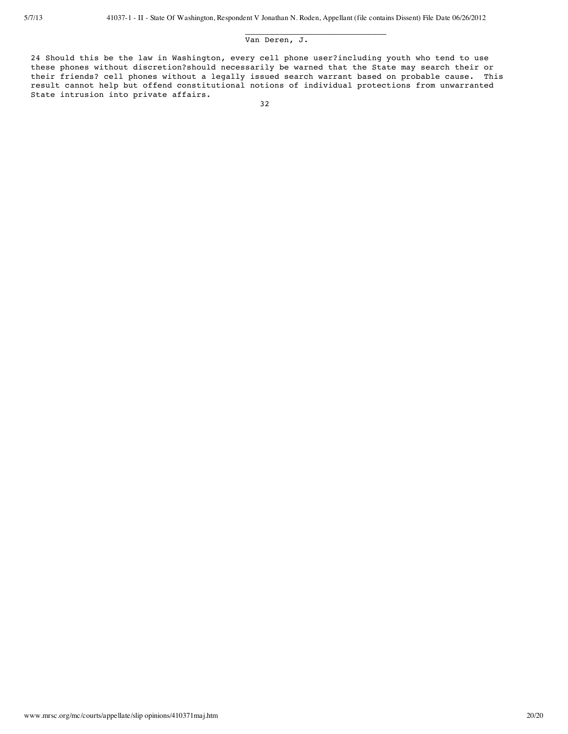_______________________________

Van Deren, J.

24 Should this be the law in Washington, every cell phone user?including youth who tend to use these phones without discretion?should necessarily be warned that the State may search their or their friends? cell phones without a legally issued search warrant based on probable cause. This result cannot help but offend constitutional notions of individual protections from unwarranted State intrusion into private affairs.